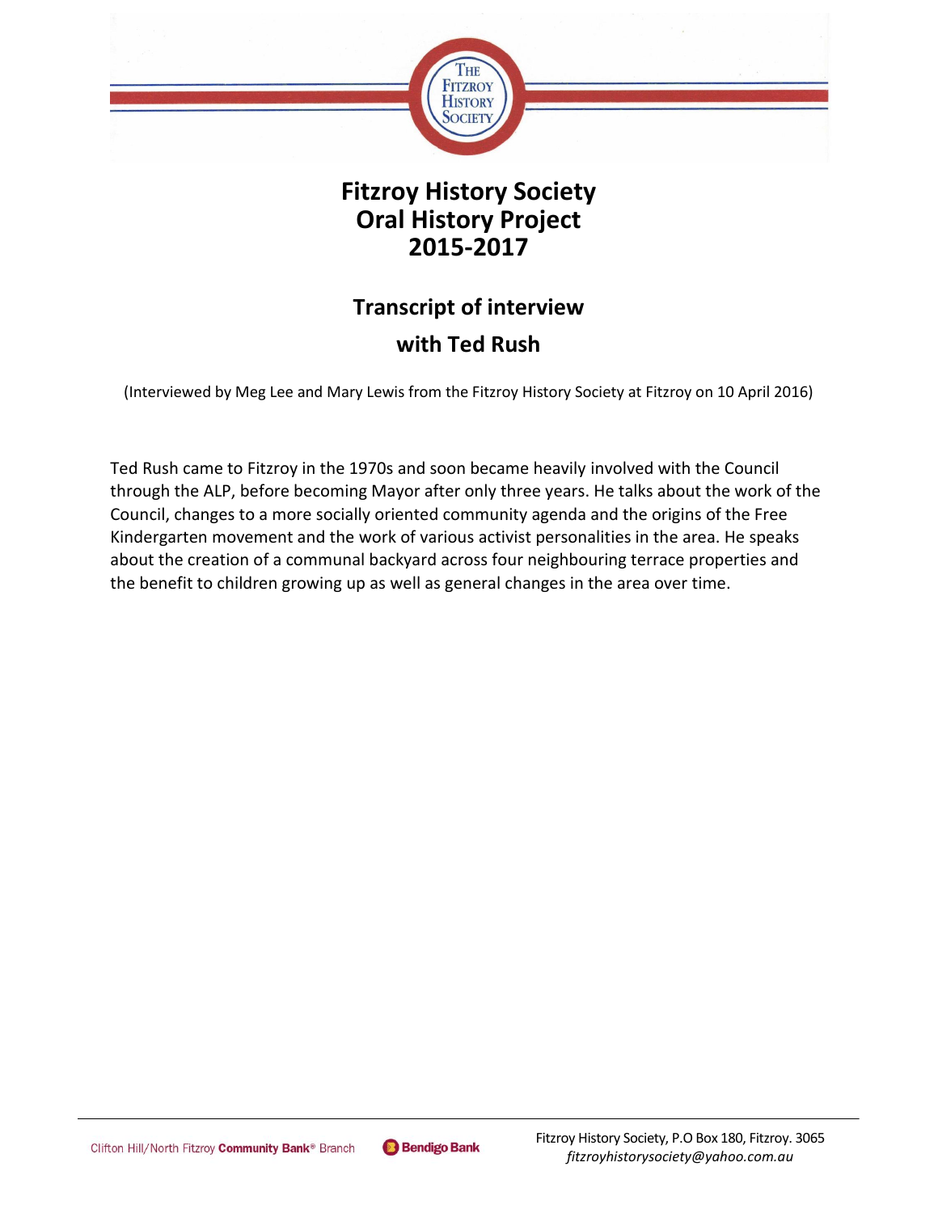# Fitzroy History Society
# Oral History Project
# 2015-2017

## Transcript of interview

## with Ted Rush

(Interviewed by Meg Lee and Mary Lewis from the Fitzroy History Society at Fitzroy on 10 April 2016)

Ted Rush came to Fitzroy in the 1970s and soon became heavily involved with the Council through the ALP, before becoming Mayor after only three years. He talks about the work of the Council, changes to a more socially oriented community agenda and the origins of the Free Kindergarten movement and the work of various activist personalities in the area. He speaks about the creation of a communal backyard across four neighbouring terrace properties and the benefit to children growing up as well as general changes in the area over time.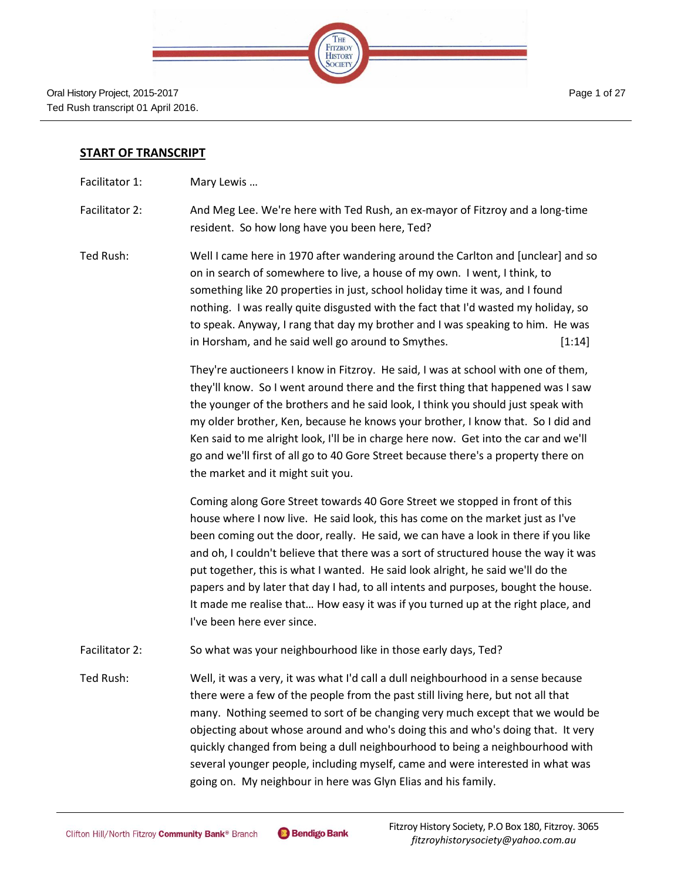## START OF TRANSCRIPT

Facilitator 1: Mary Lewis …

Facilitator 2: And Meg Lee. We're here with Ted Rush, an ex-mayor of Fitzroy and a long-time resident. So how long have you been here, Ted?

Ted Rush: Well I came here in 1970 after wandering around the Carlton and [unclear] and so on in search of somewhere to live, a house of my own. I went, I think, to something like 20 properties in just, school holiday time it was, and I found nothing. I was really quite disgusted with the fact that I'd wasted my holiday, so to speak. Anyway, I rang that day my brother and I was speaking to him. He was in Horsham, and he said well go around to Smythes. [1:14]

They're auctioneers I know in Fitzroy. He said, I was at school with one of them, they'll know. So I went around there and the first thing that happened was I saw the younger of the brothers and he said look, I think you should just speak with my older brother, Ken, because he knows your brother, I know that. So I did and Ken said to me alright look, I'll be in charge here now. Get into the car and we'll go and we'll first of all go to 40 Gore Street because there's a property there on the market and it might suit you.

Coming along Gore Street towards 40 Gore Street we stopped in front of this house where I now live. He said look, this has come on the market just as I've been coming out the door, really. He said, we can have a look in there if you like and oh, I couldn't believe that there was a sort of structured house the way it was put together, this is what I wanted. He said look alright, he said we'll do the papers and by later that day I had, to all intents and purposes, bought the house. It made me realise that… How easy it was if you turned up at the right place, and I've been here ever since.

Facilitator 2: So what was your neighbourhood like in those early days, Ted?

Ted Rush: Well, it was a very, it was what I'd call a dull neighbourhood in a sense because there were a few of the people from the past still living here, but not all that many. Nothing seemed to sort of be changing very much except that we would be objecting about whose around and who's doing this and who's doing that. It very quickly changed from being a dull neighbourhood to being a neighbourhood with several younger people, including myself, came and were interested in what was going on. My neighbour in here was Glyn Elias and his family.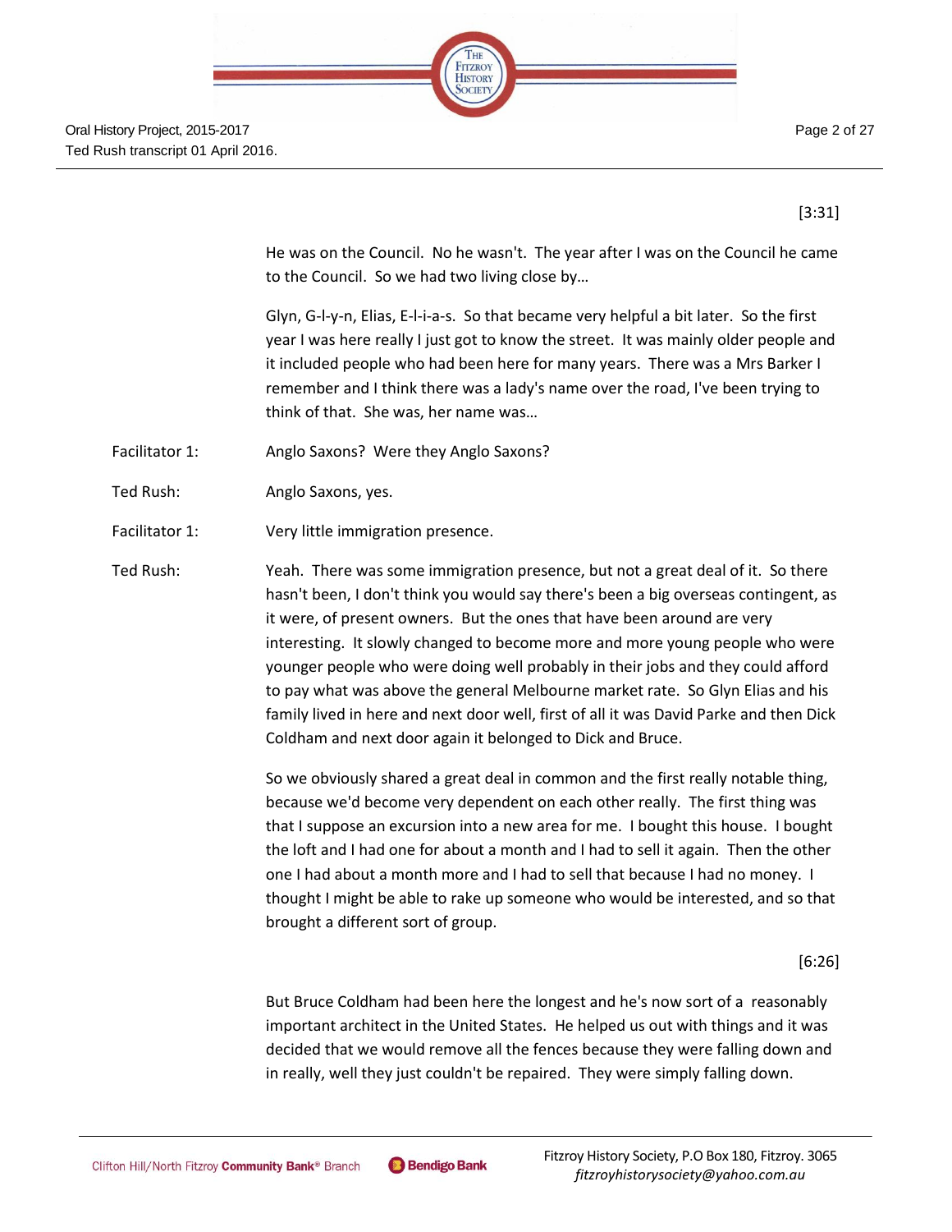[3:31]

He was on the Council. No he wasn't. The year after I was on the Council he came to the Council. So we had two living close by…

Glyn, G-l-y-n, Elias, E-l-i-a-s. So that became very helpful a bit later. So the first year I was here really I just got to know the street. It was mainly older people and it included people who had been here for many years. There was a Mrs Barker I remember and I think there was a lady's name over the road, I've been trying to think of that. She was, her name was…

Facilitator 1: Anglo Saxons? Were they Anglo Saxons?

Ted Rush: Anglo Saxons, yes.

Facilitator 1: Very little immigration presence.

Ted Rush: Yeah. There was some immigration presence, but not a great deal of it. So there hasn't been, I don't think you would say there's been a big overseas contingent, as it were, of present owners. But the ones that have been around are very interesting. It slowly changed to become more and more young people who were younger people who were doing well probably in their jobs and they could afford to pay what was above the general Melbourne market rate. So Glyn Elias and his family lived in here and next door well, first of all it was David Parke and then Dick Coldham and next door again it belonged to Dick and Bruce.

So we obviously shared a great deal in common and the first really notable thing, because we'd become very dependent on each other really. The first thing was that I suppose an excursion into a new area for me. I bought this house. I bought the loft and I had one for about a month and I had to sell it again. Then the other one I had about a month more and I had to sell that because I had no money. I thought I might be able to rake up someone who would be interested, and so that brought a different sort of group.

[6:26]

But Bruce Coldham had been here the longest and he's now sort of a reasonably important architect in the United States. He helped us out with things and it was decided that we would remove all the fences because they were falling down and in really, well they just couldn't be repaired. They were simply falling down.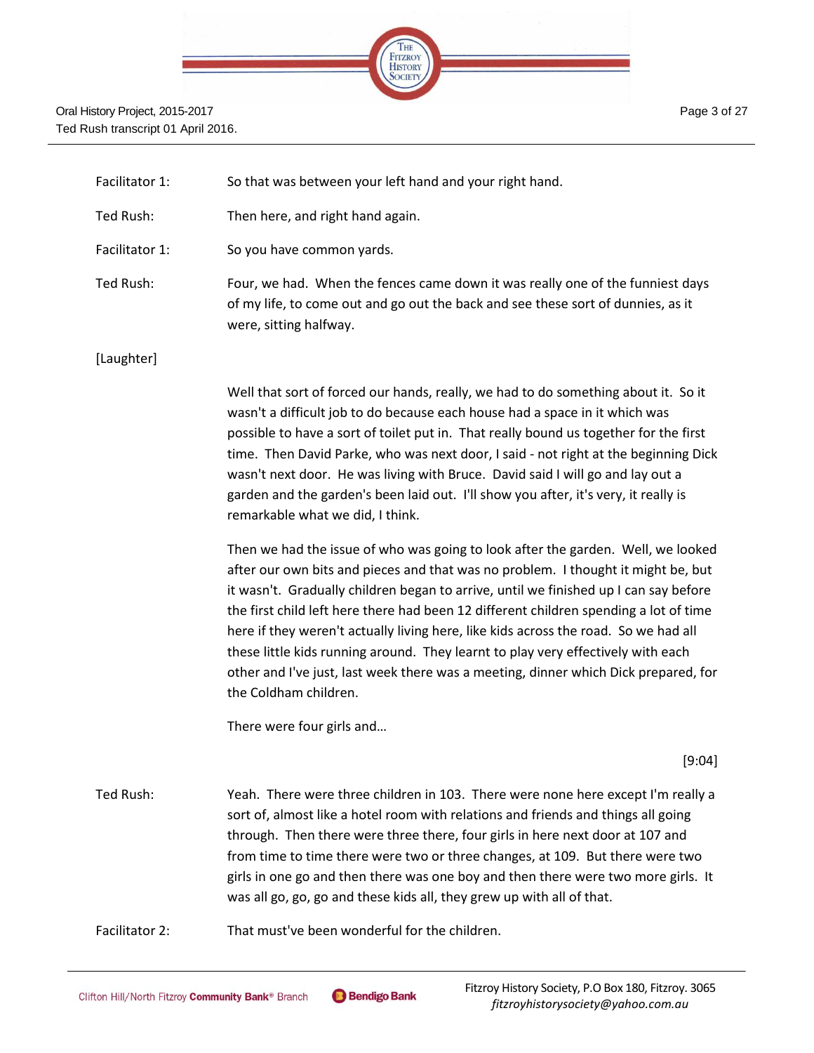Facilitator 1: So that was between your left hand and your right hand.

Ted Rush: Then here, and right hand again.

Facilitator 1: So you have common yards.

Ted Rush: Four, we had. When the fences came down it was really one of the funniest days of my life, to come out and go out the back and see these sort of dunnies, as it were, sitting halfway.

[Laughter]

Well that sort of forced our hands, really, we had to do something about it. So it wasn't a difficult job to do because each house had a space in it which was possible to have a sort of toilet put in. That really bound us together for the first time. Then David Parke, who was next door, I said - not right at the beginning Dick wasn't next door. He was living with Bruce. David said I will go and lay out a garden and the garden's been laid out. I'll show you after, it's very, it really is remarkable what we did, I think.

Then we had the issue of who was going to look after the garden. Well, we looked after our own bits and pieces and that was no problem. I thought it might be, but it wasn't. Gradually children began to arrive, until we finished up I can say before the first child left here there had been 12 different children spending a lot of time here if they weren't actually living here, like kids across the road. So we had all these little kids running around. They learnt to play very effectively with each other and I've just, last week there was a meeting, dinner which Dick prepared, for the Coldham children.

There were four girls and…

[9:04]

Ted Rush: Yeah. There were three children in 103. There were none here except I'm really a sort of, almost like a hotel room with relations and friends and things all going through. Then there were three there, four girls in here next door at 107 and from time to time there were two or three changes, at 109. But there were two girls in one go and then there was one boy and then there were two more girls. It was all go, go, go and these kids all, they grew up with all of that.

Facilitator 2: That must've been wonderful for the children.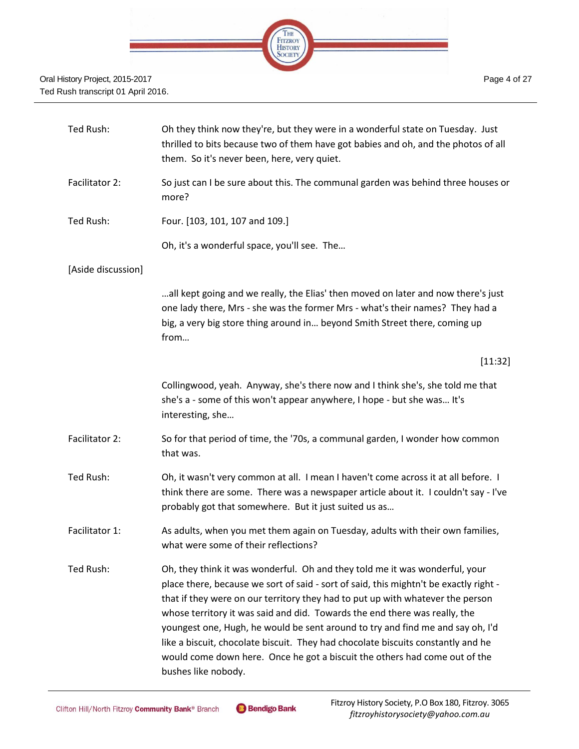| | |
|---|---|
| Ted Rush: | Oh they think now they're, but they were in a wonderful state on Tuesday. Just thrilled to bits because two of them have got babies and oh, and the photos of all them. So it's never been, here, very quiet. |
| Facilitator 2: | So just can I be sure about this. The communal garden was behind three houses or more? |
| Ted Rush: | Four. [103, 101, 107 and 109.] |
| | Oh, it's a wonderful space, you'll see. The… |
| [Aside discussion] | |
| | …all kept going and we really, the Elias' then moved on later and now there's just one lady there, Mrs - she was the former Mrs - what's their names? They had a big, a very big store thing around in… beyond Smith Street there, coming up from… |
| | [11:32] |
| | Collingwood, yeah. Anyway, she's there now and I think she's, she told me that she's a - some of this won't appear anywhere, I hope - but she was… It's interesting, she… |
| Facilitator 2: | So for that period of time, the '70s, a communal garden, I wonder how common that was. |
| Ted Rush: | Oh, it wasn't very common at all. I mean I haven't come across it at all before. I think there are some. There was a newspaper article about it. I couldn't say - I've probably got that somewhere. But it just suited us as… |
| Facilitator 1: | As adults, when you met them again on Tuesday, adults with their own families, what were some of their reflections? |
| Ted Rush: | Oh, they think it was wonderful. Oh and they told me it was wonderful, your place there, because we sort of said - sort of said, this mightn't be exactly right - that if they were on our territory they had to put up with whatever the person whose territory it was said and did. Towards the end there was really, the youngest one, Hugh, he would be sent around to try and find me and say oh, I'd like a biscuit, chocolate biscuit. They had chocolate biscuits constantly and he would come down here. Once he got a biscuit the others had come out of the bushes like nobody. |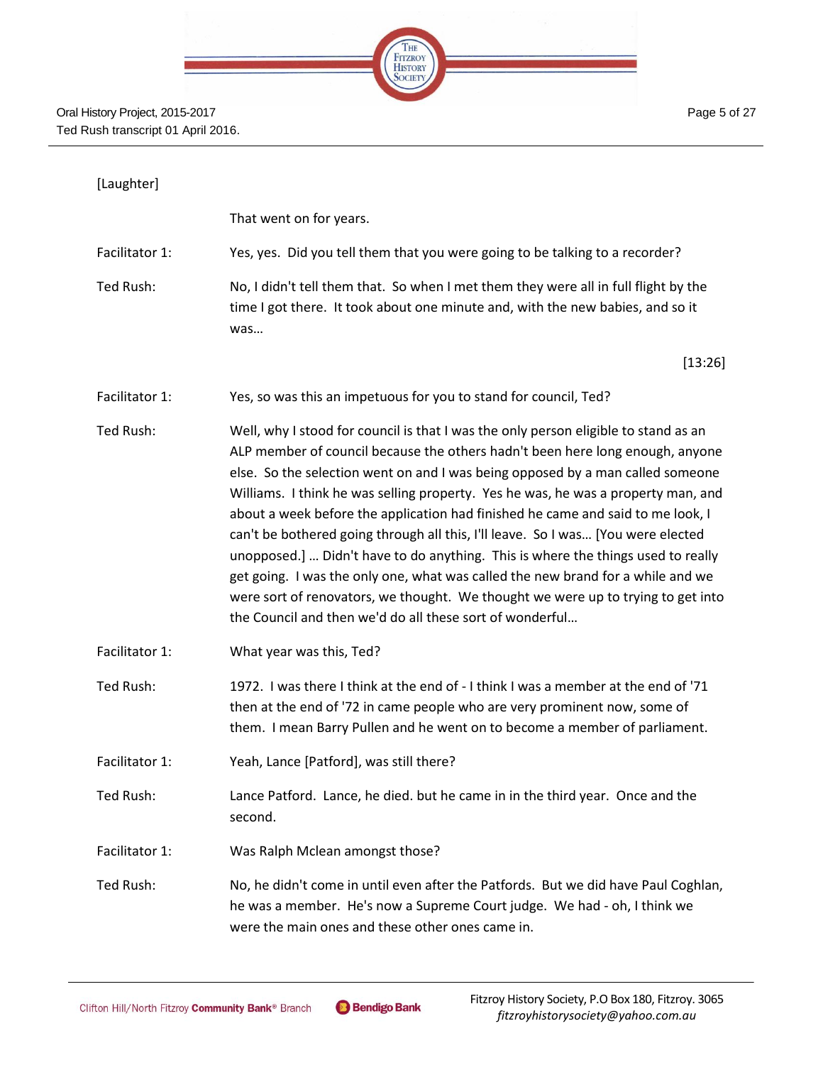[Laughter]

That went on for years.

Facilitator 1: Yes, yes. Did you tell them that you were going to be talking to a recorder?

Ted Rush: No, I didn't tell them that. So when I met them they were all in full flight by the time I got there. It took about one minute and, with the new babies, and so it was…

[13:26]

Facilitator 1: Yes, so was this an impetuous for you to stand for council, Ted?

Ted Rush: Well, why I stood for council is that I was the only person eligible to stand as an ALP member of council because the others hadn't been here long enough, anyone else. So the selection went on and I was being opposed by a man called someone Williams. I think he was selling property. Yes he was, he was a property man, and about a week before the application had finished he came and said to me look, I can't be bothered going through all this, I'll leave. So I was… [You were elected unopposed.] … Didn't have to do anything. This is where the things used to really get going. I was the only one, what was called the new brand for a while and we were sort of renovators, we thought. We thought we were up to trying to get into the Council and then we'd do all these sort of wonderful…

Facilitator 1: What year was this, Ted?

Ted Rush: 1972. I was there I think at the end of - I think I was a member at the end of '71 then at the end of '72 in came people who are very prominent now, some of them. I mean Barry Pullen and he went on to become a member of parliament.

Facilitator 1: Yeah, Lance [Patford], was still there?

Ted Rush: Lance Patford. Lance, he died. but he came in in the third year. Once and the second.

Facilitator 1: Was Ralph Mclean amongst those?

Ted Rush: No, he didn't come in until even after the Patfords. But we did have Paul Coghlan, he was a member. He's now a Supreme Court judge. We had - oh, I think we were the main ones and these other ones came in.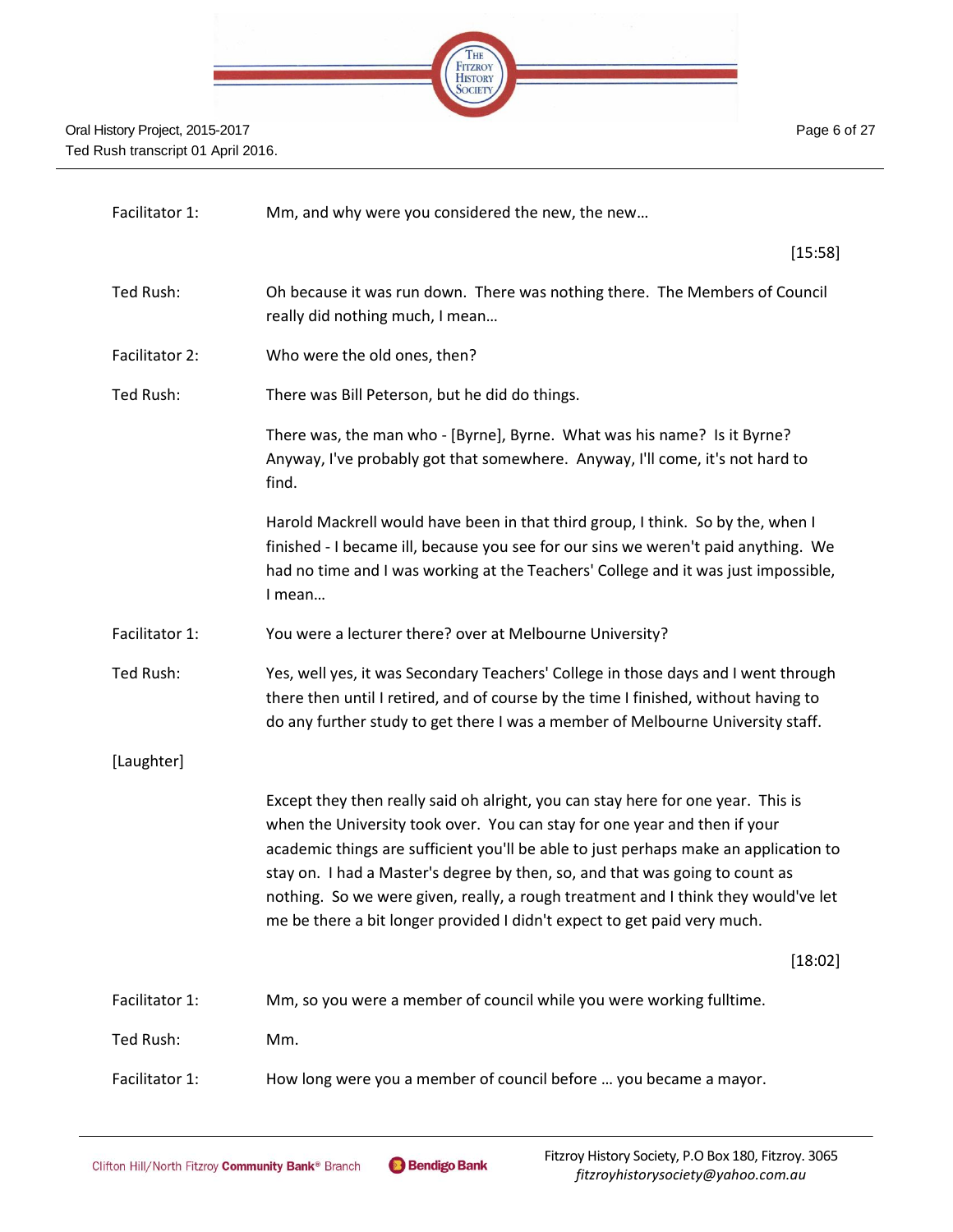| | |
|---|---|
| Facilitator 1: | Mm, and why were you considered the new, the new… |
| | [15:58] |
| Ted Rush: | Oh because it was run down. There was nothing there. The Members of Council really did nothing much, I mean… |
| Facilitator 2: | Who were the old ones, then? |
| Ted Rush: | There was Bill Peterson, but he did do things. |
| | There was, the man who - [Byrne], Byrne. What was his name? Is it Byrne? Anyway, I've probably got that somewhere. Anyway, I'll come, it's not hard to find. |
| | Harold Mackrell would have been in that third group, I think. So by the, when I finished - I became ill, because you see for our sins we weren't paid anything. We had no time and I was working at the Teachers' College and it was just impossible, I mean… |
| Facilitator 1: | You were a lecturer there? over at Melbourne University? |
| Ted Rush: | Yes, well yes, it was Secondary Teachers' College in those days and I went through there then until I retired, and of course by the time I finished, without having to do any further study to get there I was a member of Melbourne University staff. |
| [Laughter] | |
| | Except they then really said oh alright, you can stay here for one year. This is when the University took over. You can stay for one year and then if your academic things are sufficient you'll be able to just perhaps make an application to stay on. I had a Master's degree by then, so, and that was going to count as nothing. So we were given, really, a rough treatment and I think they would've let me be there a bit longer provided I didn't expect to get paid very much. |
| | [18:02] |
| Facilitator 1: | Mm, so you were a member of council while you were working fulltime. |
| Ted Rush: | Mm. |
| Facilitator 1: | How long were you a member of council before … you became a mayor. |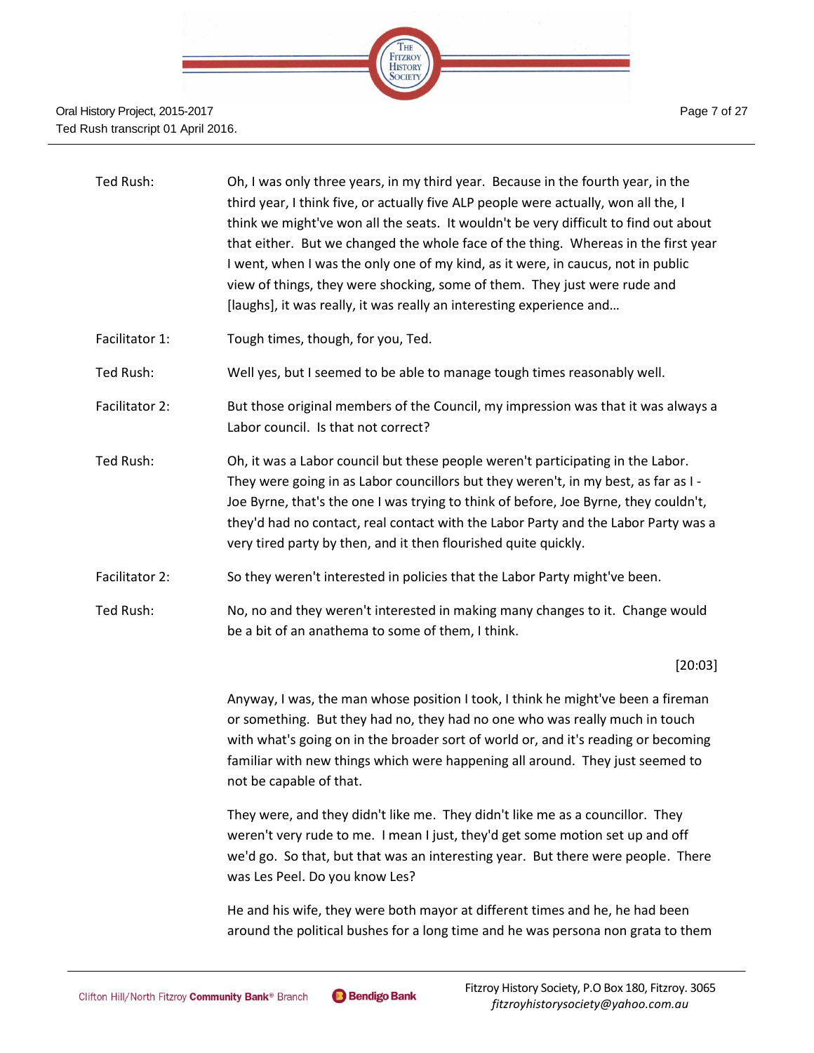Ted Rush: Oh, I was only three years, in my third year. Because in the fourth year, in the third year, I think five, or actually five ALP people were actually, won all the, I think we might've won all the seats. It wouldn't be very difficult to find out about that either. But we changed the whole face of the thing. Whereas in the first year I went, when I was the only one of my kind, as it were, in caucus, not in public view of things, they were shocking, some of them. They just were rude and [laughs], it was really, it was really an interesting experience and…

Facilitator 1: Tough times, though, for you, Ted.

Ted Rush: Well yes, but I seemed to be able to manage tough times reasonably well.

Facilitator 2: But those original members of the Council, my impression was that it was always a Labor council. Is that not correct?

Ted Rush: Oh, it was a Labor council but these people weren't participating in the Labor. They were going in as Labor councillors but they weren't, in my best, as far as I - Joe Byrne, that's the one I was trying to think of before, Joe Byrne, they couldn't, they'd had no contact, real contact with the Labor Party and the Labor Party was a very tired party by then, and it then flourished quite quickly.

Facilitator 2: So they weren't interested in policies that the Labor Party might've been.

Ted Rush: No, no and they weren't interested in making many changes to it. Change would be a bit of an anathema to some of them, I think.

[20:03]

Anyway, I was, the man whose position I took, I think he might've been a fireman or something. But they had no, they had no one who was really much in touch with what's going on in the broader sort of world or, and it's reading or becoming familiar with new things which were happening all around. They just seemed to not be capable of that.

They were, and they didn't like me. They didn't like me as a councillor. They weren't very rude to me. I mean I just, they'd get some motion set up and off we'd go. So that, but that was an interesting year. But there were people. There was Les Peel. Do you know Les?

He and his wife, they were both mayor at different times and he, he had been around the political bushes for a long time and he was persona non grata to them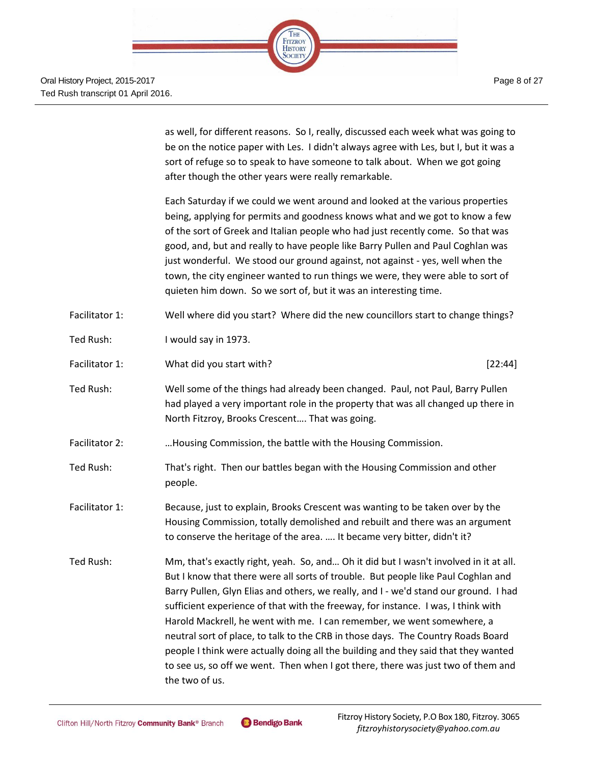as well, for different reasons. So I, really, discussed each week what was going to be on the notice paper with Les. I didn't always agree with Les, but I, but it was a sort of refuge so to speak to have someone to talk about. When we got going after though the other years were really remarkable.

Each Saturday if we could we went around and looked at the various properties being, applying for permits and goodness knows what and we got to know a few of the sort of Greek and Italian people who had just recently come. So that was good, and, but and really to have people like Barry Pullen and Paul Coghlan was just wonderful. We stood our ground against, not against - yes, well when the town, the city engineer wanted to run things we were, they were able to sort of quieten him down. So we sort of, but it was an interesting time.

Facilitator 1: Well where did you start? Where did the new councillors start to change things?

Ted Rush: I would say in 1973.

Facilitator 1: What did you start with? [22:44]

Ted Rush: Well some of the things had already been changed. Paul, not Paul, Barry Pullen had played a very important role in the property that was all changed up there in North Fitzroy, Brooks Crescent…. That was going.

Facilitator 2: …Housing Commission, the battle with the Housing Commission.

Ted Rush: That's right. Then our battles began with the Housing Commission and other people.

Facilitator 1: Because, just to explain, Brooks Crescent was wanting to be taken over by the Housing Commission, totally demolished and rebuilt and there was an argument to conserve the heritage of the area. …. It became very bitter, didn't it?

Ted Rush: Mm, that's exactly right, yeah. So, and… Oh it did but I wasn't involved in it at all. But I know that there were all sorts of trouble. But people like Paul Coghlan and Barry Pullen, Glyn Elias and others, we really, and I - we'd stand our ground. I had sufficient experience of that with the freeway, for instance. I was, I think with Harold Mackrell, he went with me. I can remember, we went somewhere, a neutral sort of place, to talk to the CRB in those days. The Country Roads Board people I think were actually doing all the building and they said that they wanted to see us, so off we went. Then when I got there, there was just two of them and the two of us.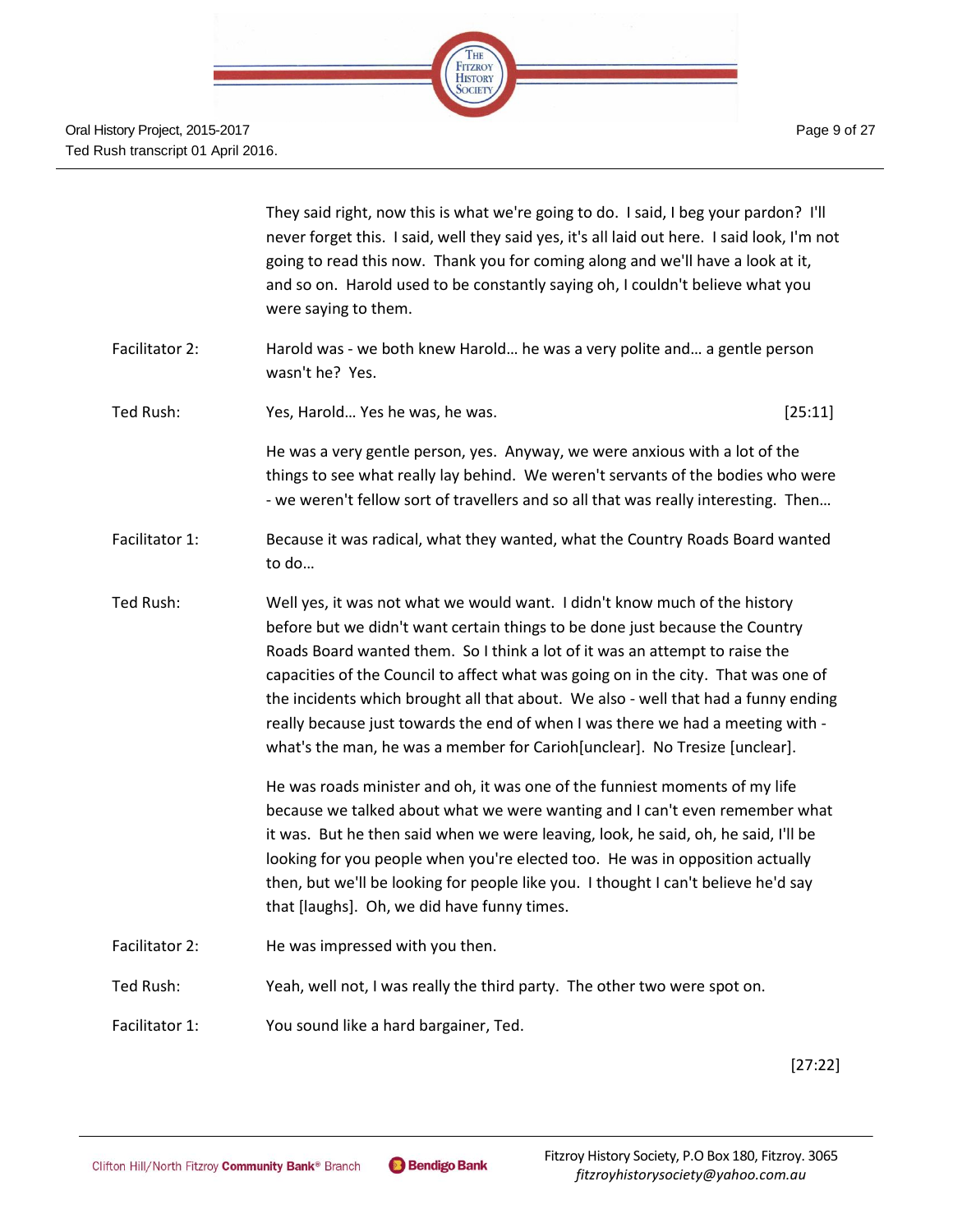They said right, now this is what we're going to do. I said, I beg your pardon? I'll never forget this. I said, well they said yes, it's all laid out here. I said look, I'm not going to read this now. Thank you for coming along and we'll have a look at it, and so on. Harold used to be constantly saying oh, I couldn't believe what you were saying to them.

Facilitator 2: Harold was - we both knew Harold… he was a very polite and… a gentle person wasn't he? Yes.

Ted Rush: Yes, Harold… Yes he was, he was. [25:11]

He was a very gentle person, yes. Anyway, we were anxious with a lot of the things to see what really lay behind. We weren't servants of the bodies who were - we weren't fellow sort of travellers and so all that was really interesting. Then…

Facilitator 1: Because it was radical, what they wanted, what the Country Roads Board wanted to do…

Ted Rush: Well yes, it was not what we would want. I didn't know much of the history before but we didn't want certain things to be done just because the Country Roads Board wanted them. So I think a lot of it was an attempt to raise the capacities of the Council to affect what was going on in the city. That was one of the incidents which brought all that about. We also - well that had a funny ending really because just towards the end of when I was there we had a meeting with - what's the man, he was a member for Carioh[unclear]. No Tresize [unclear].

He was roads minister and oh, it was one of the funniest moments of my life because we talked about what we were wanting and I can't even remember what it was. But he then said when we were leaving, look, he said, oh, he said, I'll be looking for you people when you're elected too. He was in opposition actually then, but we'll be looking for people like you. I thought I can't believe he'd say that [laughs]. Oh, we did have funny times.

Facilitator 2: He was impressed with you then.

Ted Rush: Yeah, well not, I was really the third party. The other two were spot on.

Facilitator 1: You sound like a hard bargainer, Ted.

[27:22]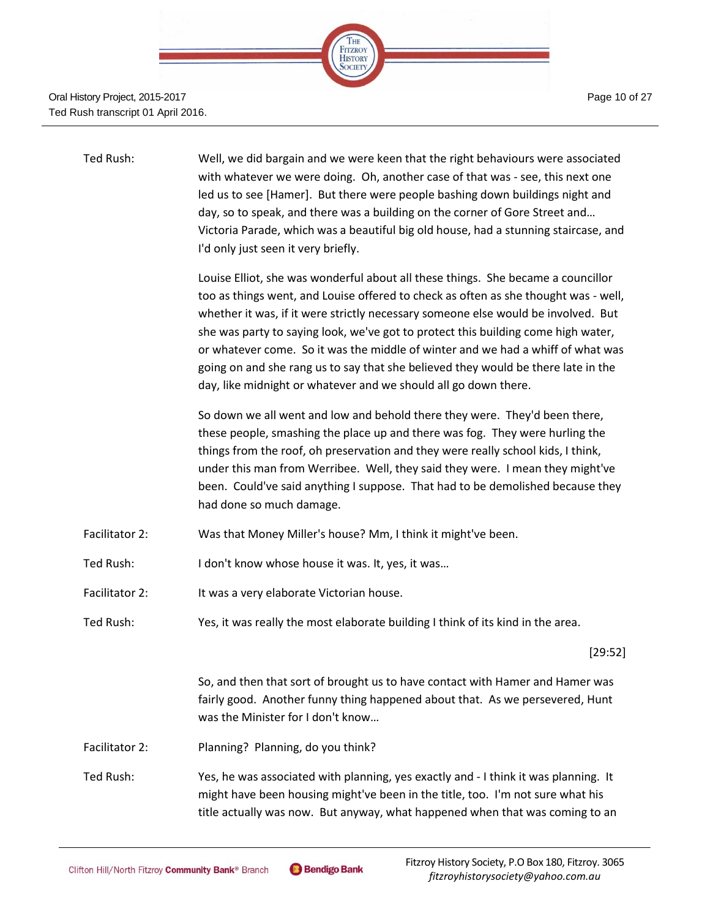Ted Rush: Well, we did bargain and we were keen that the right behaviours were associated with whatever we were doing. Oh, another case of that was - see, this next one led us to see [Hamer]. But there were people bashing down buildings night and day, so to speak, and there was a building on the corner of Gore Street and… Victoria Parade, which was a beautiful big old house, had a stunning staircase, and I'd only just seen it very briefly.

Louise Elliot, she was wonderful about all these things. She became a councillor too as things went, and Louise offered to check as often as she thought was - well, whether it was, if it were strictly necessary someone else would be involved. But she was party to saying look, we've got to protect this building come high water, or whatever come. So it was the middle of winter and we had a whiff of what was going on and she rang us to say that she believed they would be there late in the day, like midnight or whatever and we should all go down there.

So down we all went and low and behold there they were. They'd been there, these people, smashing the place up and there was fog. They were hurling the things from the roof, oh preservation and they were really school kids, I think, under this man from Werribee. Well, they said they were. I mean they might've been. Could've said anything I suppose. That had to be demolished because they had done so much damage.

Facilitator 2: Was that Money Miller's house? Mm, I think it might've been.

Ted Rush: I don't know whose house it was. It, yes, it was…

Facilitator 2: It was a very elaborate Victorian house.

Ted Rush: Yes, it was really the most elaborate building I think of its kind in the area.

[29:52]

So, and then that sort of brought us to have contact with Hamer and Hamer was fairly good. Another funny thing happened about that. As we persevered, Hunt was the Minister for I don't know…

Facilitator 2: Planning? Planning, do you think?

Ted Rush: Yes, he was associated with planning, yes exactly and - I think it was planning. It might have been housing might've been in the title, too. I'm not sure what his title actually was now. But anyway, what happened when that was coming to an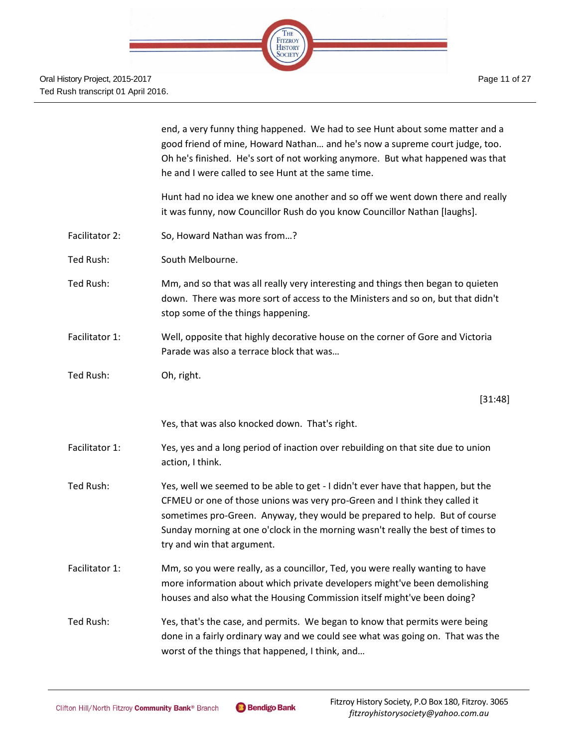end, a very funny thing happened. We had to see Hunt about some matter and a good friend of mine, Howard Nathan… and he's now a supreme court judge, too. Oh he's finished. He's sort of not working anymore. But what happened was that he and I were called to see Hunt at the same time.

Hunt had no idea we knew one another and so off we went down there and really it was funny, now Councillor Rush do you know Councillor Nathan [laughs].

Facilitator 2: So, Howard Nathan was from…?

Ted Rush: South Melbourne.

Ted Rush: Mm, and so that was all really very interesting and things then began to quieten down. There was more sort of access to the Ministers and so on, but that didn't stop some of the things happening.

Facilitator 1: Well, opposite that highly decorative house on the corner of Gore and Victoria Parade was also a terrace block that was…

Ted Rush: Oh, right.

[31:48]

Yes, that was also knocked down. That's right.

Facilitator 1: Yes, yes and a long period of inaction over rebuilding on that site due to union action, I think.

Ted Rush: Yes, well we seemed to be able to get - I didn't ever have that happen, but the CFMEU or one of those unions was very pro-Green and I think they called it sometimes pro-Green. Anyway, they would be prepared to help. But of course Sunday morning at one o'clock in the morning wasn't really the best of times to try and win that argument.

Facilitator 1: Mm, so you were really, as a councillor, Ted, you were really wanting to have more information about which private developers might've been demolishing houses and also what the Housing Commission itself might've been doing?

Ted Rush: Yes, that's the case, and permits. We began to know that permits were being done in a fairly ordinary way and we could see what was going on. That was the worst of the things that happened, I think, and…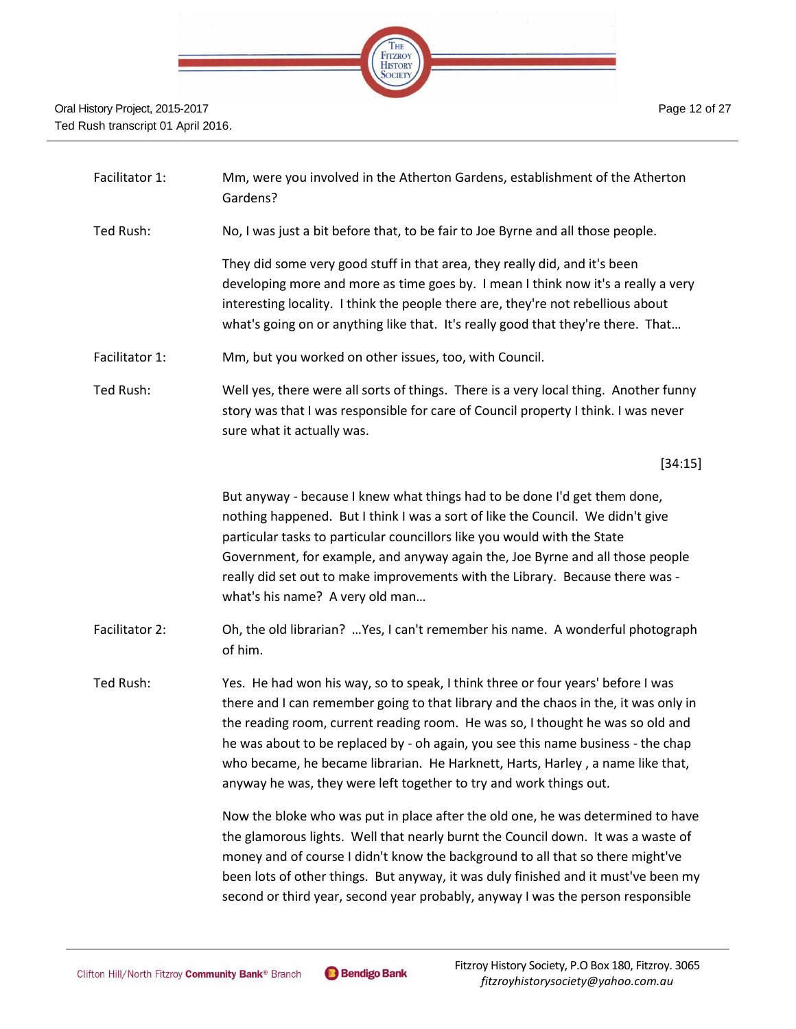Facilitator 1: Mm, were you involved in the Atherton Gardens, establishment of the Atherton Gardens?

Ted Rush: No, I was just a bit before that, to be fair to Joe Byrne and all those people.

They did some very good stuff in that area, they really did, and it's been developing more and more as time goes by. I mean I think now it's a really a very interesting locality. I think the people there are, they're not rebellious about what's going on or anything like that. It's really good that they're there. That…

Facilitator 1: Mm, but you worked on other issues, too, with Council.

Ted Rush: Well yes, there were all sorts of things. There is a very local thing. Another funny story was that I was responsible for care of Council property I think. I was never sure what it actually was.

[34:15]

But anyway - because I knew what things had to be done I'd get them done, nothing happened. But I think I was a sort of like the Council. We didn't give particular tasks to particular councillors like you would with the State Government, for example, and anyway again the, Joe Byrne and all those people really did set out to make improvements with the Library. Because there was - what's his name? A very old man…

Facilitator 2: Oh, the old librarian? …Yes, I can't remember his name. A wonderful photograph of him.

Ted Rush: Yes. He had won his way, so to speak, I think three or four years' before I was there and I can remember going to that library and the chaos in the, it was only in the reading room, current reading room. He was so, I thought he was so old and he was about to be replaced by - oh again, you see this name business - the chap who became, he became librarian. He Harknett, Harts, Harley , a name like that, anyway he was, they were left together to try and work things out.

Now the bloke who was put in place after the old one, he was determined to have the glamorous lights. Well that nearly burnt the Council down. It was a waste of money and of course I didn't know the background to all that so there might've been lots of other things. But anyway, it was duly finished and it must've been my second or third year, second year probably, anyway I was the person responsible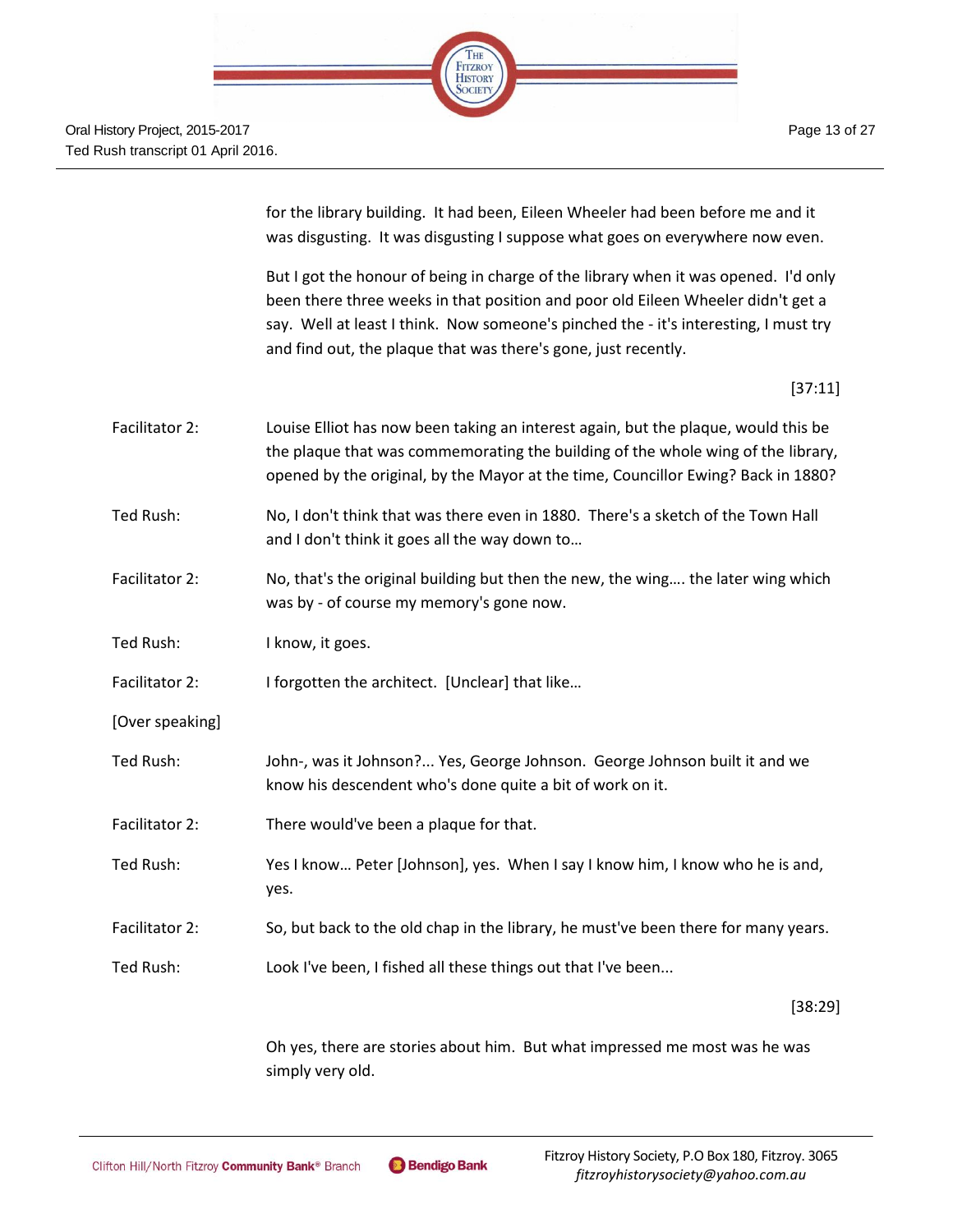for the library building. It had been, Eileen Wheeler had been before me and it was disgusting. It was disgusting I suppose what goes on everywhere now even.

But I got the honour of being in charge of the library when it was opened. I'd only been there three weeks in that position and poor old Eileen Wheeler didn't get a say. Well at least I think. Now someone's pinched the - it's interesting, I must try and find out, the plaque that was there's gone, just recently.

[37:11]

| | |
|---|---|
| Facilitator 2: | Louise Elliot has now been taking an interest again, but the plaque, would this be the plaque that was commemorating the building of the whole wing of the library, opened by the original, by the Mayor at the time, Councillor Ewing? Back in 1880? |
| Ted Rush: | No, I don't think that was there even in 1880. There's a sketch of the Town Hall and I don't think it goes all the way down to… |
| Facilitator 2: | No, that's the original building but then the new, the wing…. the later wing which was by - of course my memory's gone now. |
| Ted Rush: | I know, it goes. |
| Facilitator 2: | I forgotten the architect. [Unclear] that like… |
| [Over speaking] | |
| Ted Rush: | John-, was it Johnson?... Yes, George Johnson. George Johnson built it and we know his descendent who's done quite a bit of work on it. |
| Facilitator 2: | There would've been a plaque for that. |
| Ted Rush: | Yes I know… Peter [Johnson], yes. When I say I know him, I know who he is and, yes. |
| Facilitator 2: | So, but back to the old chap in the library, he must've been there for many years. |
| Ted Rush: | Look I've been, I fished all these things out that I've been... |

[38:29]

Oh yes, there are stories about him. But what impressed me most was he was simply very old.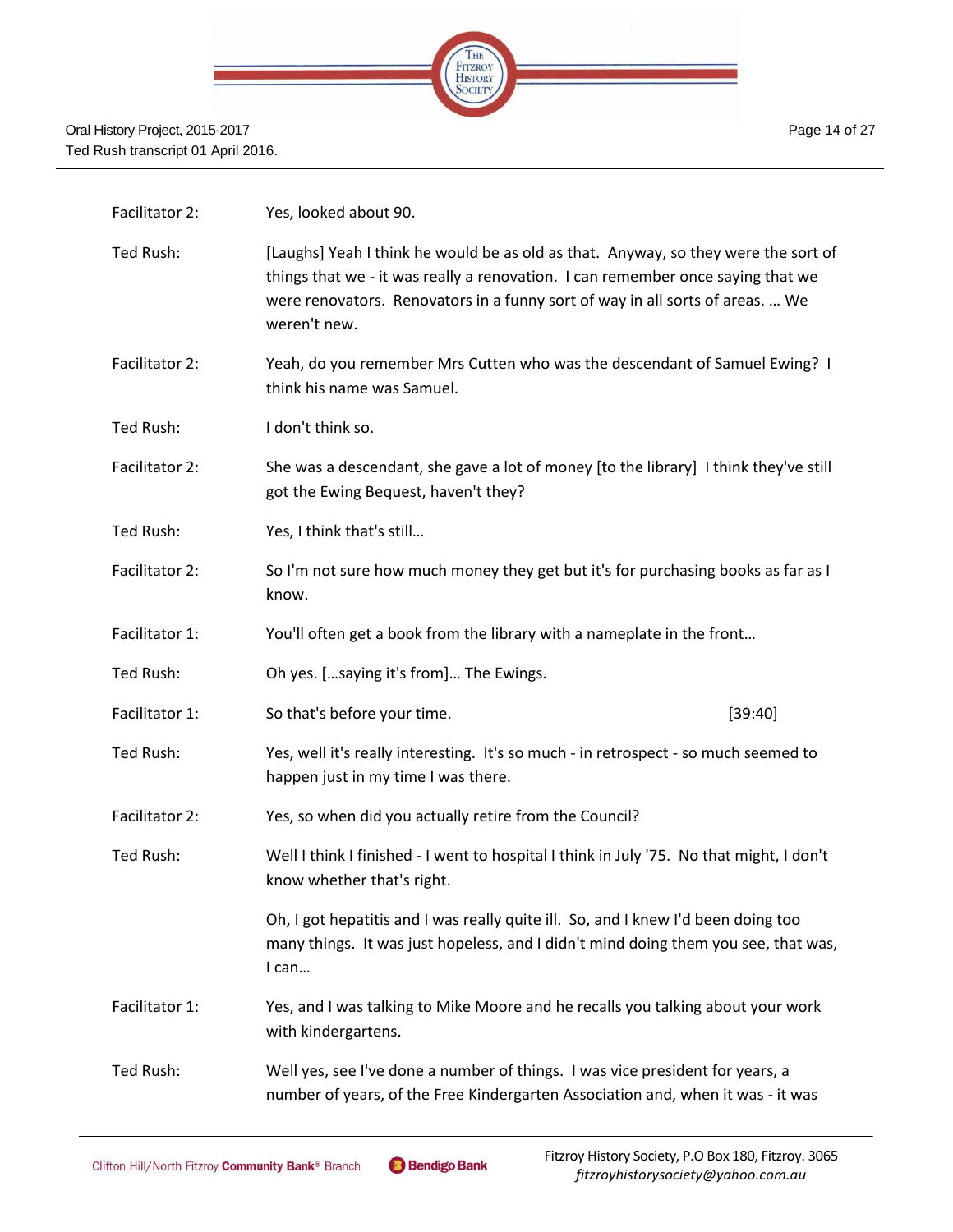| | |
|---|---|
| Facilitator 2: | Yes, looked about 90. |
| Ted Rush: | [Laughs] Yeah I think he would be as old as that. Anyway, so they were the sort of things that we - it was really a renovation. I can remember once saying that we were renovators. Renovators in a funny sort of way in all sorts of areas. … We weren't new. |
| Facilitator 2: | Yeah, do you remember Mrs Cutten who was the descendant of Samuel Ewing? I think his name was Samuel. |
| Ted Rush: | I don't think so. |
| Facilitator 2: | She was a descendant, she gave a lot of money [to the library] I think they've still got the Ewing Bequest, haven't they? |
| Ted Rush: | Yes, I think that's still… |
| Facilitator 2: | So I'm not sure how much money they get but it's for purchasing books as far as I know. |
| Facilitator 1: | You'll often get a book from the library with a nameplate in the front… |
| Ted Rush: | Oh yes. […saying it's from]… The Ewings. |
| Facilitator 1: | So that's before your time. [39:40] |
| Ted Rush: | Yes, well it's really interesting. It's so much - in retrospect - so much seemed to happen just in my time I was there. |
| Facilitator 2: | Yes, so when did you actually retire from the Council? |
| Ted Rush: | Well I think I finished - I went to hospital I think in July '75. No that might, I don't know whether that's right.<br><br>Oh, I got hepatitis and I was really quite ill. So, and I knew I'd been doing too many things. It was just hopeless, and I didn't mind doing them you see, that was, I can… |
| Facilitator 1: | Yes, and I was talking to Mike Moore and he recalls you talking about your work with kindergartens. |
| Ted Rush: | Well yes, see I've done a number of things. I was vice president for years, a number of years, of the Free Kindergarten Association and, when it was - it was |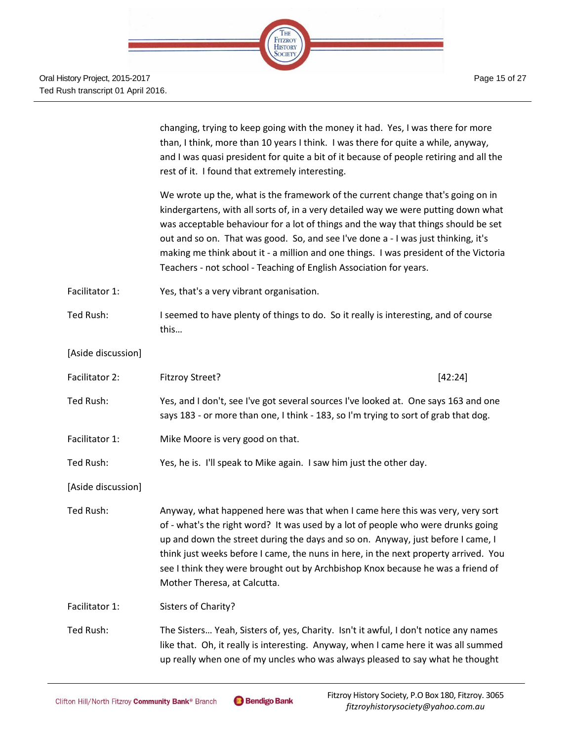changing, trying to keep going with the money it had. Yes, I was there for more than, I think, more than 10 years I think. I was there for quite a while, anyway, and I was quasi president for quite a bit of it because of people retiring and all the rest of it. I found that extremely interesting.

We wrote up the, what is the framework of the current change that's going on in kindergartens, with all sorts of, in a very detailed way we were putting down what was acceptable behaviour for a lot of things and the way that things should be set out and so on. That was good. So, and see I've done a - I was just thinking, it's making me think about it - a million and one things. I was president of the Victoria Teachers - not school - Teaching of English Association for years.

Facilitator 1: Yes, that's a very vibrant organisation.

Ted Rush: I seemed to have plenty of things to do. So it really is interesting, and of course this…

[Aside discussion]

Facilitator 2: Fitzroy Street? [42:24]

Ted Rush: Yes, and I don't, see I've got several sources I've looked at. One says 163 and one says 183 - or more than one, I think - 183, so I'm trying to sort of grab that dog.

Facilitator 1: Mike Moore is very good on that.

Ted Rush: Yes, he is. I'll speak to Mike again. I saw him just the other day.

[Aside discussion]

Ted Rush: Anyway, what happened here was that when I came here this was very, very sort of - what's the right word? It was used by a lot of people who were drunks going up and down the street during the days and so on. Anyway, just before I came, I think just weeks before I came, the nuns in here, in the next property arrived. You see I think they were brought out by Archbishop Knox because he was a friend of Mother Theresa, at Calcutta.

Facilitator 1: Sisters of Charity?

Ted Rush: The Sisters… Yeah, Sisters of, yes, Charity. Isn't it awful, I don't notice any names like that. Oh, it really is interesting. Anyway, when I came here it was all summed up really when one of my uncles who was always pleased to say what he thought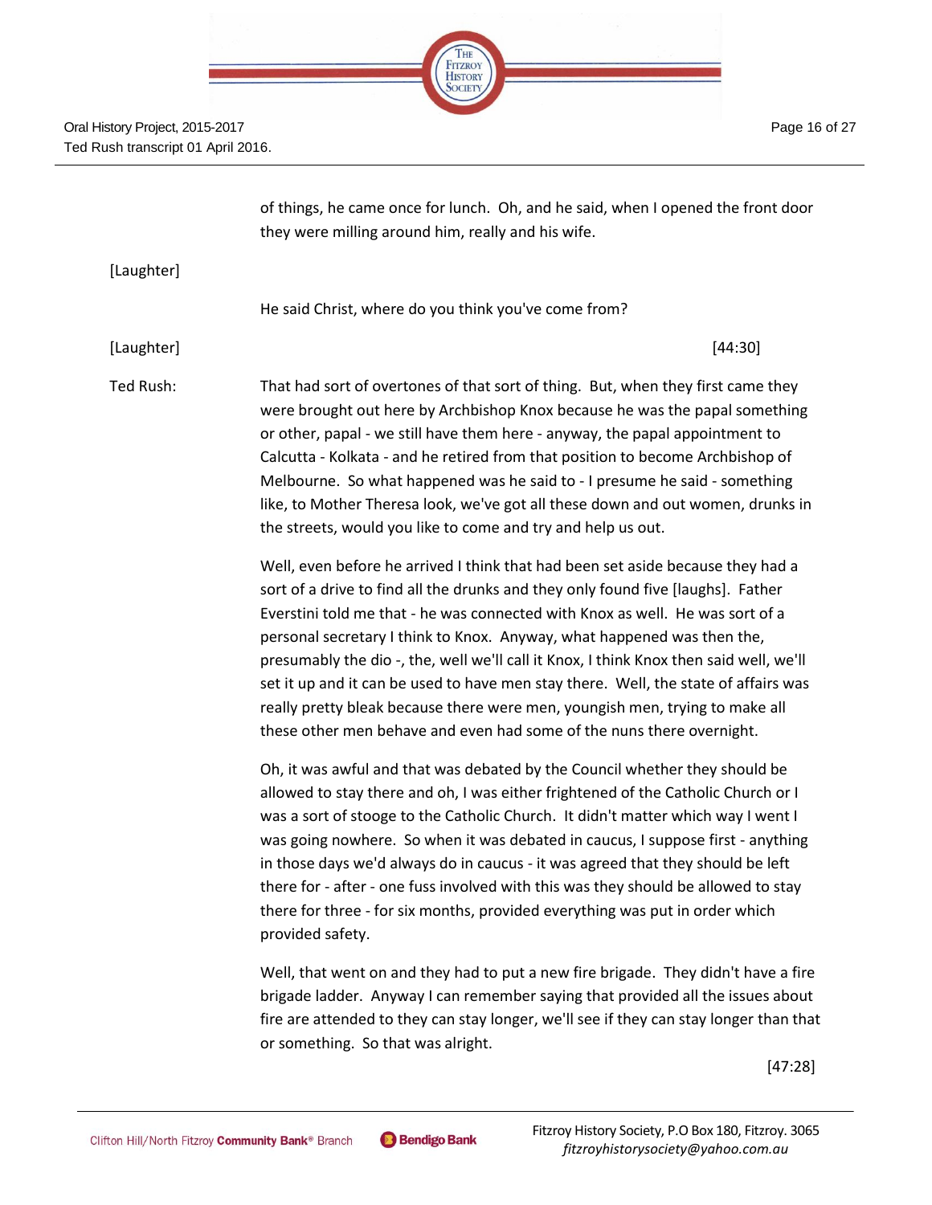of things, he came once for lunch. Oh, and he said, when I opened the front door they were milling around him, really and his wife.

[Laughter]

He said Christ, where do you think you've come from?

[Laughter] [44:30]

Ted Rush: That had sort of overtones of that sort of thing. But, when they first came they were brought out here by Archbishop Knox because he was the papal something or other, papal - we still have them here - anyway, the papal appointment to Calcutta - Kolkata - and he retired from that position to become Archbishop of Melbourne. So what happened was he said to - I presume he said - something like, to Mother Theresa look, we've got all these down and out women, drunks in the streets, would you like to come and try and help us out.

Well, even before he arrived I think that had been set aside because they had a sort of a drive to find all the drunks and they only found five [laughs]. Father Everstini told me that - he was connected with Knox as well. He was sort of a personal secretary I think to Knox. Anyway, what happened was then the, presumably the dio -, the, well we'll call it Knox, I think Knox then said well, we'll set it up and it can be used to have men stay there. Well, the state of affairs was really pretty bleak because there were men, youngish men, trying to make all these other men behave and even had some of the nuns there overnight.

Oh, it was awful and that was debated by the Council whether they should be allowed to stay there and oh, I was either frightened of the Catholic Church or I was a sort of stooge to the Catholic Church. It didn't matter which way I went I was going nowhere. So when it was debated in caucus, I suppose first - anything in those days we'd always do in caucus - it was agreed that they should be left there for - after - one fuss involved with this was they should be allowed to stay there for three - for six months, provided everything was put in order which provided safety.

Well, that went on and they had to put a new fire brigade. They didn't have a fire brigade ladder. Anyway I can remember saying that provided all the issues about fire are attended to they can stay longer, we'll see if they can stay longer than that or something. So that was alright.

[47:28]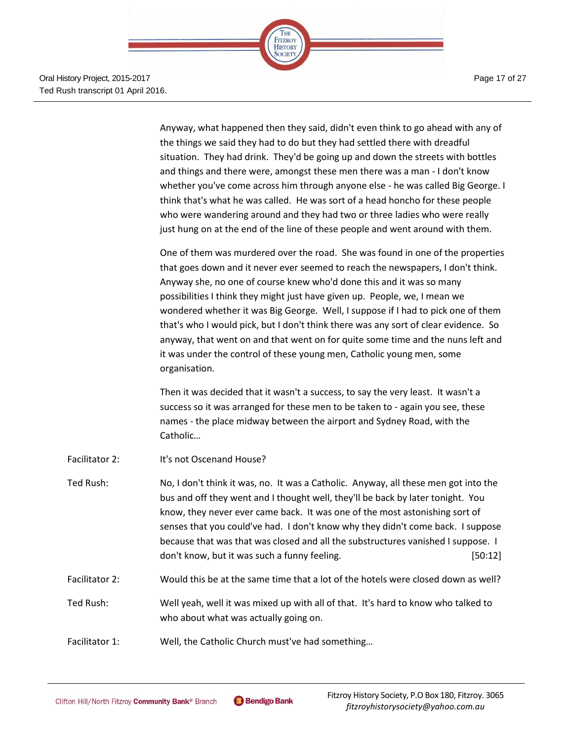Anyway, what happened then they said, didn't even think to go ahead with any of the things we said they had to do but they had settled there with dreadful situation. They had drink. They'd be going up and down the streets with bottles and things and there were, amongst these men there was a man - I don't know whether you've come across him through anyone else - he was called Big George. I think that's what he was called. He was sort of a head honcho for these people who were wandering around and they had two or three ladies who were really just hung on at the end of the line of these people and went around with them.

One of them was murdered over the road. She was found in one of the properties that goes down and it never ever seemed to reach the newspapers, I don't think. Anyway she, no one of course knew who'd done this and it was so many possibilities I think they might just have given up. People, we, I mean we wondered whether it was Big George. Well, I suppose if I had to pick one of them that's who I would pick, but I don't think there was any sort of clear evidence. So anyway, that went on and that went on for quite some time and the nuns left and it was under the control of these young men, Catholic young men, some organisation.

Then it was decided that it wasn't a success, to say the very least. It wasn't a success so it was arranged for these men to be taken to - again you see, these names - the place midway between the airport and Sydney Road, with the Catholic…

Facilitator 2: It's not Oscenand House?

Ted Rush: No, I don't think it was, no. It was a Catholic. Anyway, all these men got into the bus and off they went and I thought well, they'll be back by later tonight. You know, they never ever came back. It was one of the most astonishing sort of senses that you could've had. I don't know why they didn't come back. I suppose because that was that was closed and all the substructures vanished I suppose. I don't know, but it was such a funny feeling. [50:12]

Facilitator 2: Would this be at the same time that a lot of the hotels were closed down as well?

Ted Rush: Well yeah, well it was mixed up with all of that. It's hard to know who talked to who about what was actually going on.

Facilitator 1: Well, the Catholic Church must've had something…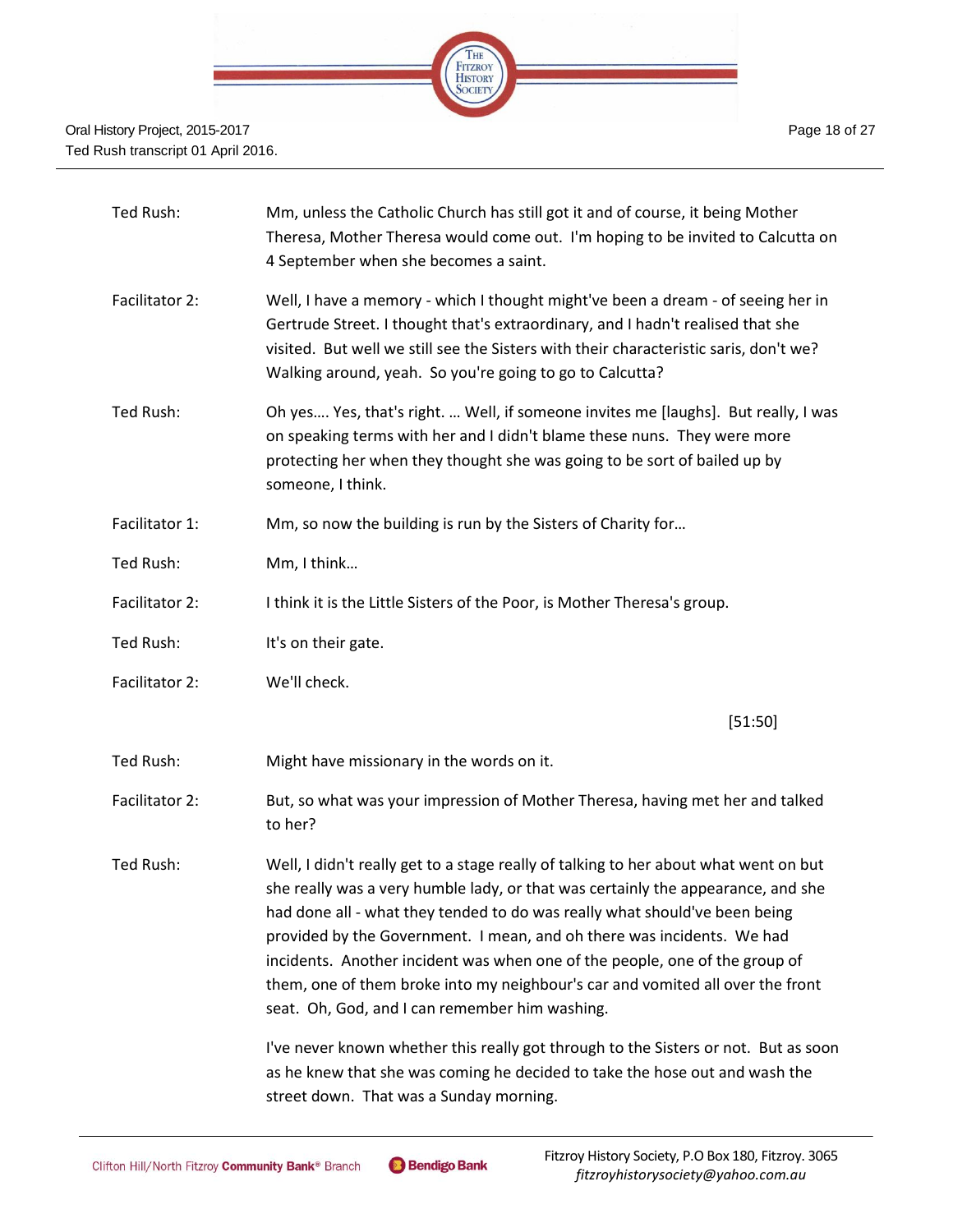| | |
|---|---|
| Ted Rush: | Mm, unless the Catholic Church has still got it and of course, it being Mother Theresa, Mother Theresa would come out. I'm hoping to be invited to Calcutta on 4 September when she becomes a saint. |
| Facilitator 2: | Well, I have a memory - which I thought might've been a dream - of seeing her in Gertrude Street. I thought that's extraordinary, and I hadn't realised that she visited. But well we still see the Sisters with their characteristic saris, don't we? Walking around, yeah. So you're going to go to Calcutta? |
| Ted Rush: | Oh yes…. Yes, that's right. … Well, if someone invites me [laughs]. But really, I was on speaking terms with her and I didn't blame these nuns. They were more protecting her when they thought she was going to be sort of bailed up by someone, I think. |
| Facilitator 1: | Mm, so now the building is run by the Sisters of Charity for… |
| Ted Rush: | Mm, I think… |
| Facilitator 2: | I think it is the Little Sisters of the Poor, is Mother Theresa's group. |
| Ted Rush: | It's on their gate. |
| Facilitator 2: | We'll check. |

[51:50]

| | |
|---|---|
| Ted Rush: | Might have missionary in the words on it. |
| Facilitator 2: | But, so what was your impression of Mother Theresa, having met her and talked to her? |
| Ted Rush: | Well, I didn't really get to a stage really of talking to her about what went on but she really was a very humble lady, or that was certainly the appearance, and she had done all - what they tended to do was really what should've been being provided by the Government. I mean, and oh there was incidents. We had incidents. Another incident was when one of the people, one of the group of them, one of them broke into my neighbour's car and vomited all over the front seat. Oh, God, and I can remember him washing.<br><br>I've never known whether this really got through to the Sisters or not. But as soon as he knew that she was coming he decided to take the hose out and wash the street down. That was a Sunday morning. |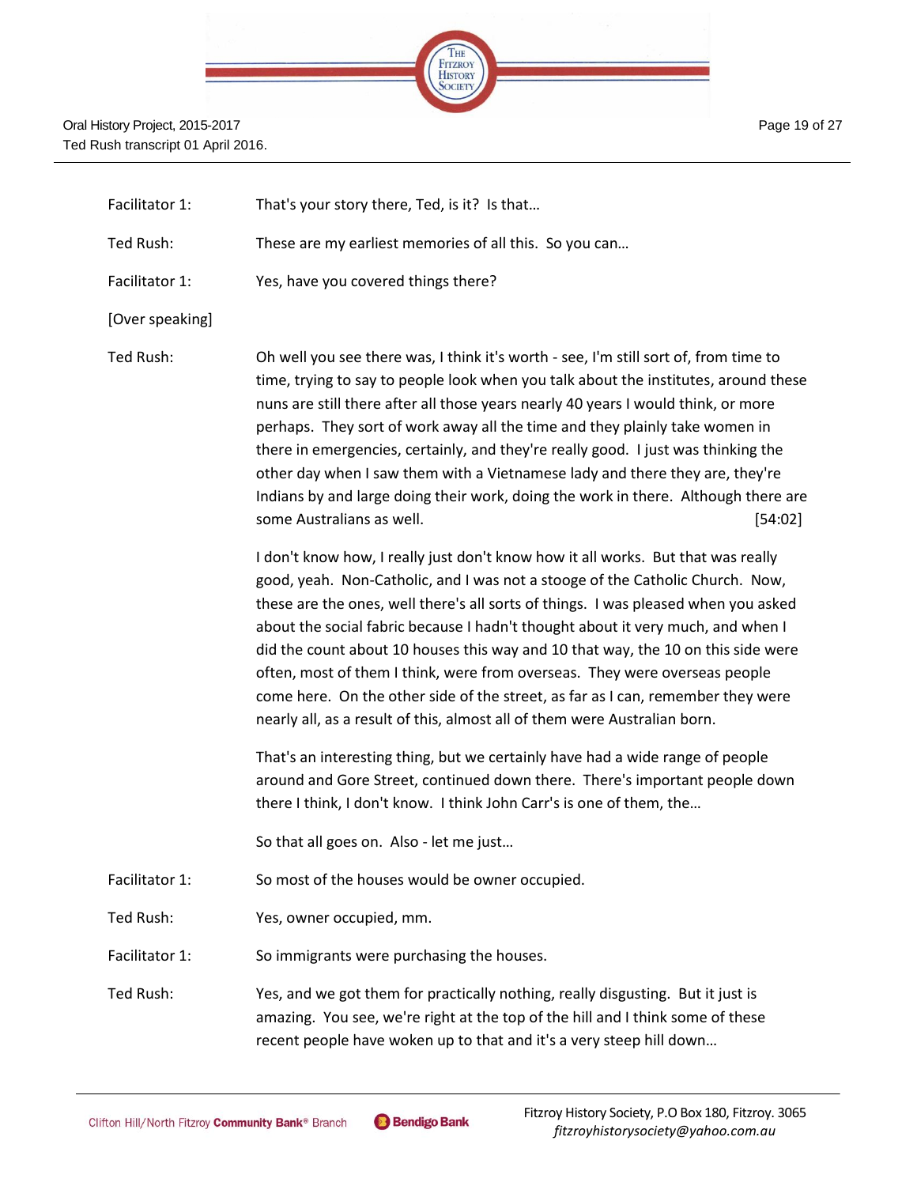Facilitator 1: That's your story there, Ted, is it? Is that…

Ted Rush: These are my earliest memories of all this. So you can…

Facilitator 1: Yes, have you covered things there?

[Over speaking]

Ted Rush: Oh well you see there was, I think it's worth - see, I'm still sort of, from time to time, trying to say to people look when you talk about the institutes, around these nuns are still there after all those years nearly 40 years I would think, or more perhaps. They sort of work away all the time and they plainly take women in there in emergencies, certainly, and they're really good. I just was thinking the other day when I saw them with a Vietnamese lady and there they are, they're Indians by and large doing their work, doing the work in there. Although there are some Australians as well. [54:02]

I don't know how, I really just don't know how it all works. But that was really good, yeah. Non-Catholic, and I was not a stooge of the Catholic Church. Now, these are the ones, well there's all sorts of things. I was pleased when you asked about the social fabric because I hadn't thought about it very much, and when I did the count about 10 houses this way and 10 that way, the 10 on this side were often, most of them I think, were from overseas. They were overseas people come here. On the other side of the street, as far as I can, remember they were nearly all, as a result of this, almost all of them were Australian born.

That's an interesting thing, but we certainly have had a wide range of people around and Gore Street, continued down there. There's important people down there I think, I don't know. I think John Carr's is one of them, the…

So that all goes on. Also - let me just…

Facilitator 1: So most of the houses would be owner occupied.

Ted Rush: Yes, owner occupied, mm.

Facilitator 1: So immigrants were purchasing the houses.

Ted Rush: Yes, and we got them for practically nothing, really disgusting. But it just is amazing. You see, we're right at the top of the hill and I think some of these recent people have woken up to that and it's a very steep hill down…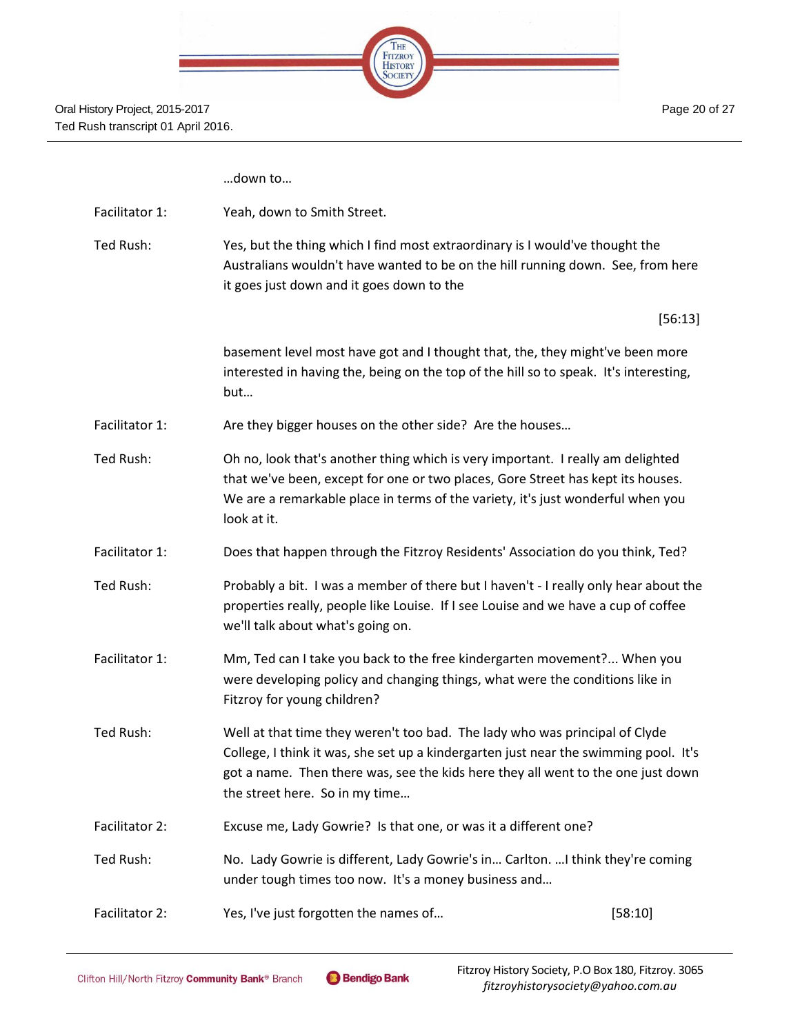…down to…

Facilitator 1: Yeah, down to Smith Street.

Ted Rush: Yes, but the thing which I find most extraordinary is I would've thought the Australians wouldn't have wanted to be on the hill running down. See, from here it goes just down and it goes down to the

[56:13]

basement level most have got and I thought that, the, they might've been more interested in having the, being on the top of the hill so to speak. It's interesting, but…

Facilitator 1: Are they bigger houses on the other side? Are the houses…

Ted Rush: Oh no, look that's another thing which is very important. I really am delighted that we've been, except for one or two places, Gore Street has kept its houses. We are a remarkable place in terms of the variety, it's just wonderful when you look at it.

Facilitator 1: Does that happen through the Fitzroy Residents' Association do you think, Ted?

Ted Rush: Probably a bit. I was a member of there but I haven't - I really only hear about the properties really, people like Louise. If I see Louise and we have a cup of coffee we'll talk about what's going on.

Facilitator 1: Mm, Ted can I take you back to the free kindergarten movement?... When you were developing policy and changing things, what were the conditions like in Fitzroy for young children?

Ted Rush: Well at that time they weren't too bad. The lady who was principal of Clyde College, I think it was, she set up a kindergarten just near the swimming pool. It's got a name. Then there was, see the kids here they all went to the one just down the street here. So in my time…

Facilitator 2: Excuse me, Lady Gowrie? Is that one, or was it a different one?

Ted Rush: No. Lady Gowrie is different, Lady Gowrie's in… Carlton. …I think they're coming under tough times too now. It's a money business and…

Facilitator 2: Yes, I've just forgotten the names of… [58:10]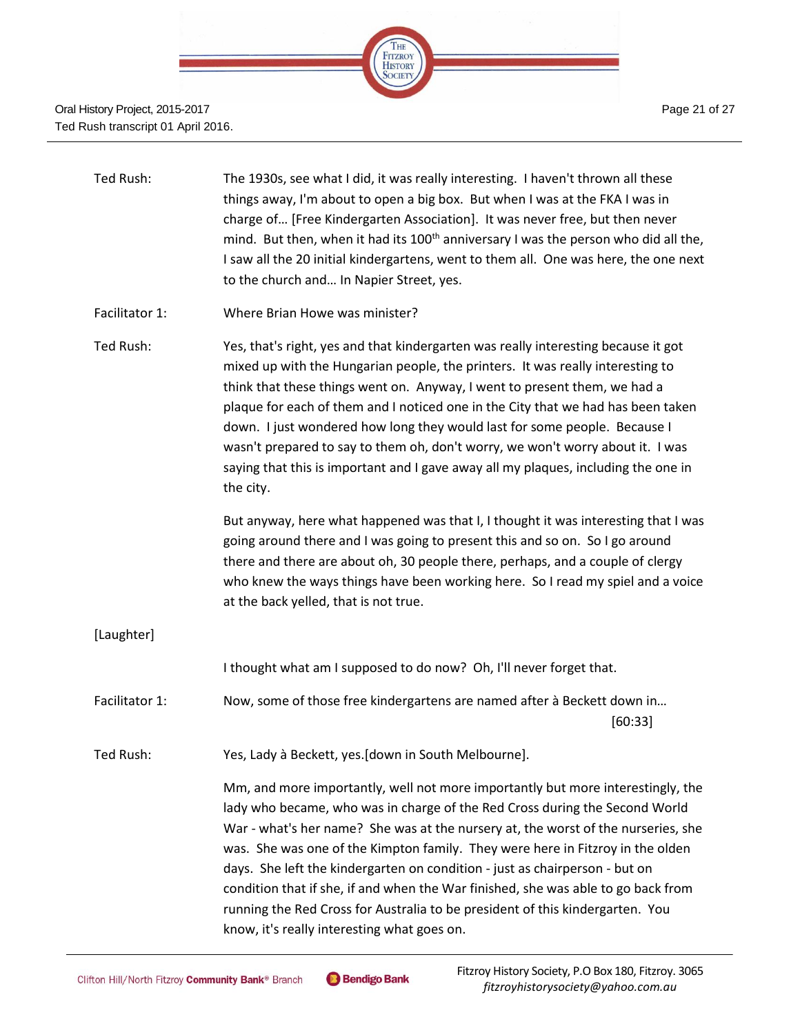Ted Rush: The 1930s, see what I did, it was really interesting. I haven't thrown all these things away, I'm about to open a big box. But when I was at the FKA I was in charge of… [Free Kindergarten Association]. It was never free, but then never mind. But then, when it had its 100th anniversary I was the person who did all the, I saw all the 20 initial kindergartens, went to them all. One was here, the one next to the church and… In Napier Street, yes.

Facilitator 1: Where Brian Howe was minister?

Ted Rush: Yes, that's right, yes and that kindergarten was really interesting because it got mixed up with the Hungarian people, the printers. It was really interesting to think that these things went on. Anyway, I went to present them, we had a plaque for each of them and I noticed one in the City that we had has been taken down. I just wondered how long they would last for some people. Because I wasn't prepared to say to them oh, don't worry, we won't worry about it. I was saying that this is important and I gave away all my plaques, including the one in the city.

But anyway, here what happened was that I, I thought it was interesting that I was going around there and I was going to present this and so on. So I go around there and there are about oh, 30 people there, perhaps, and a couple of clergy who knew the ways things have been working here. So I read my spiel and a voice at the back yelled, that is not true.

[Laughter]

I thought what am I supposed to do now? Oh, I'll never forget that.

Facilitator 1: Now, some of those free kindergartens are named after à Beckett down in… [60:33]

Ted Rush: Yes, Lady à Beckett, yes.[down in South Melbourne].

Mm, and more importantly, well not more importantly but more interestingly, the lady who became, who was in charge of the Red Cross during the Second World War - what's her name? She was at the nursery at, the worst of the nurseries, she was. She was one of the Kimpton family. They were here in Fitzroy in the olden days. She left the kindergarten on condition - just as chairperson - but on condition that if she, if and when the War finished, she was able to go back from running the Red Cross for Australia to be president of this kindergarten. You know, it's really interesting what goes on.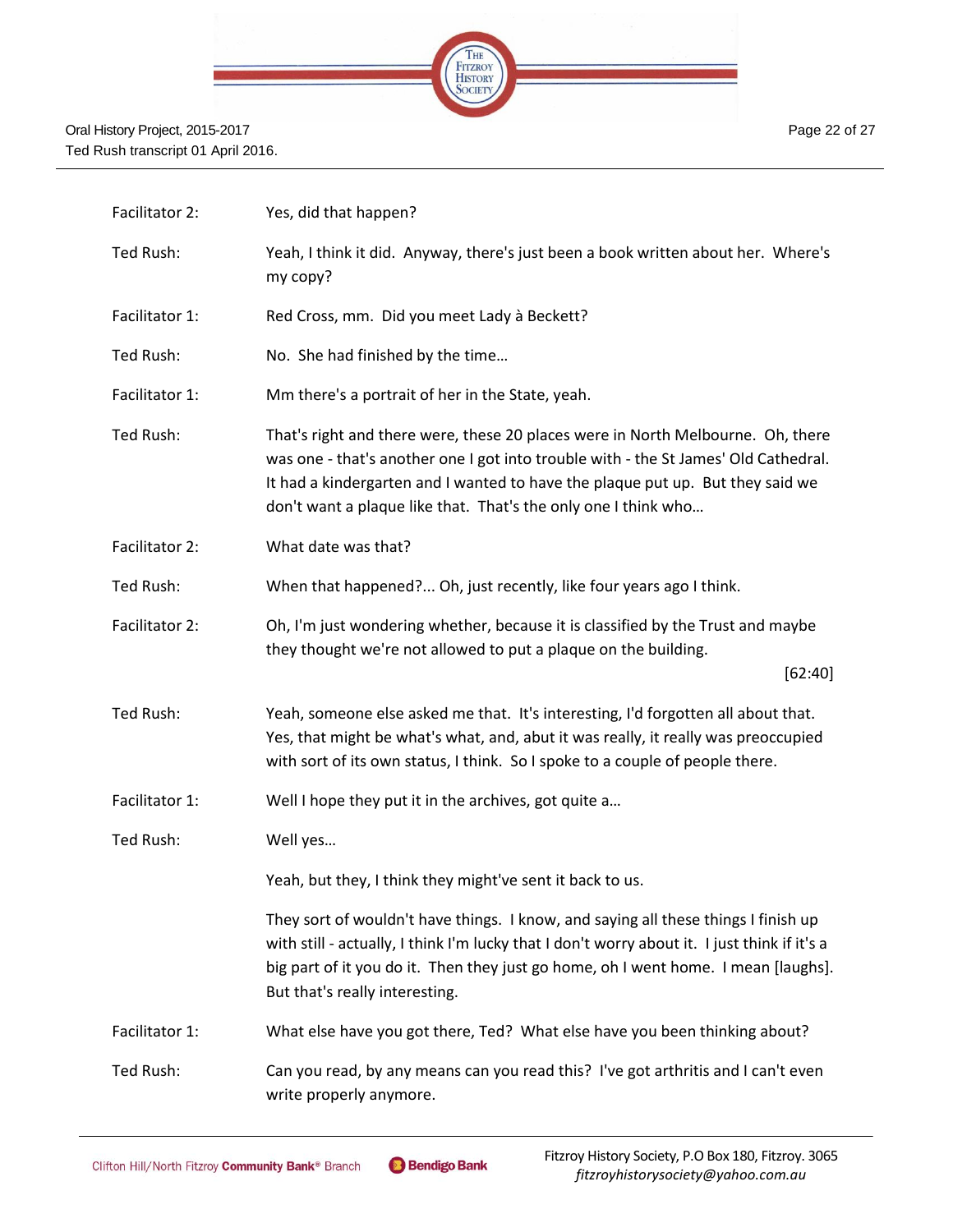Facilitator 2: Yes, did that happen?

Ted Rush: Yeah, I think it did. Anyway, there's just been a book written about her. Where's my copy?

Facilitator 1: Red Cross, mm. Did you meet Lady à Beckett?

Ted Rush: No. She had finished by the time…

Facilitator 1: Mm there's a portrait of her in the State, yeah.

Ted Rush: That's right and there were, these 20 places were in North Melbourne. Oh, there was one - that's another one I got into trouble with - the St James' Old Cathedral. It had a kindergarten and I wanted to have the plaque put up. But they said we don't want a plaque like that. That's the only one I think who…

Facilitator 2: What date was that?

Ted Rush: When that happened?... Oh, just recently, like four years ago I think.

Facilitator 2: Oh, I'm just wondering whether, because it is classified by the Trust and maybe they thought we're not allowed to put a plaque on the building.

[62:40]

Ted Rush: Yeah, someone else asked me that. It's interesting, I'd forgotten all about that. Yes, that might be what's what, and, abut it was really, it really was preoccupied with sort of its own status, I think. So I spoke to a couple of people there.

Facilitator 1: Well I hope they put it in the archives, got quite a…

Ted Rush: Well yes…

Yeah, but they, I think they might've sent it back to us.

They sort of wouldn't have things. I know, and saying all these things I finish up with still - actually, I think I'm lucky that I don't worry about it. I just think if it's a big part of it you do it. Then they just go home, oh I went home. I mean [laughs]. But that's really interesting.

Facilitator 1: What else have you got there, Ted? What else have you been thinking about?

Ted Rush: Can you read, by any means can you read this? I've got arthritis and I can't even write properly anymore.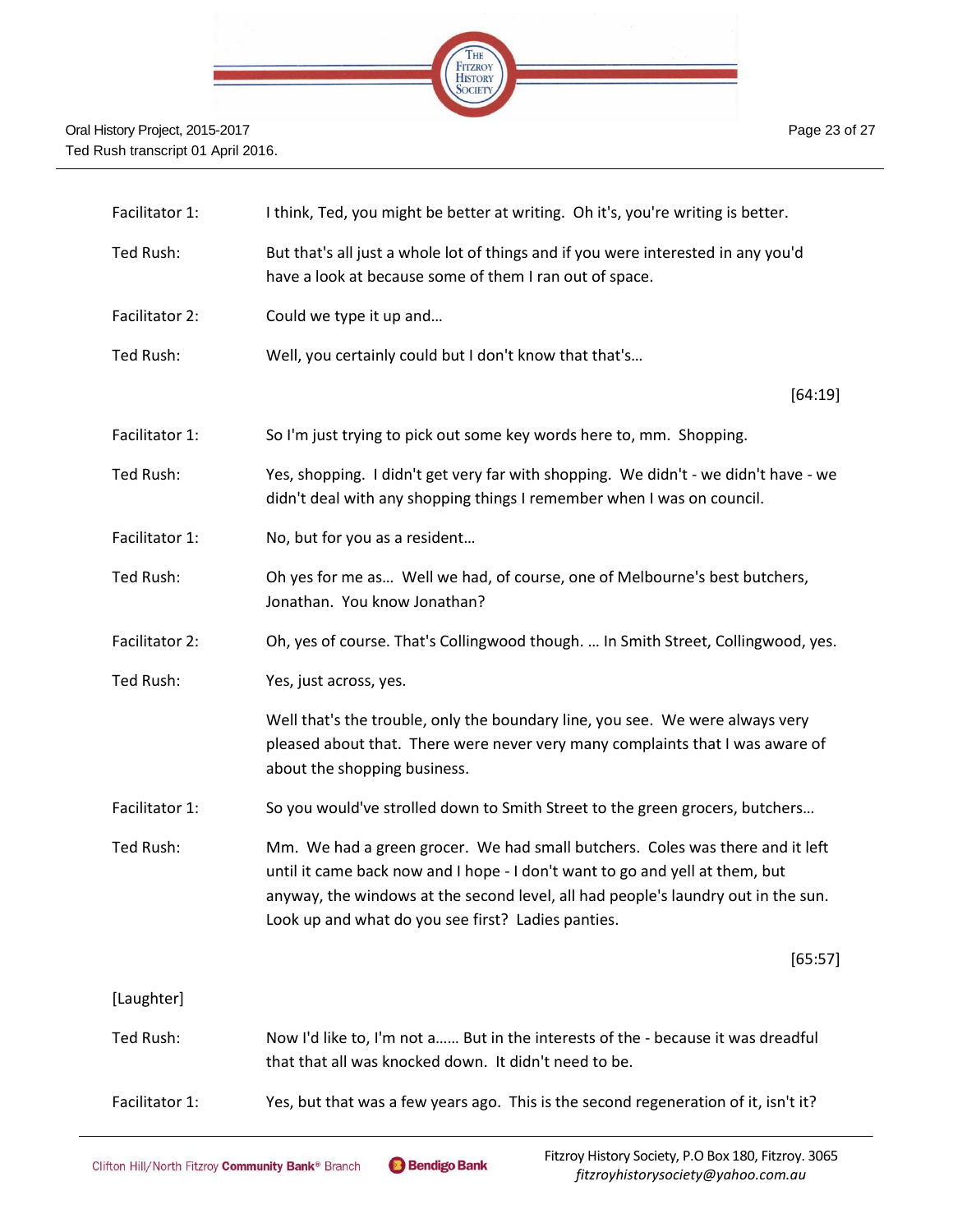| | |
|---|---|
| Facilitator 1: | I think, Ted, you might be better at writing. Oh it's, you're writing is better. |
| Ted Rush: | But that's all just a whole lot of things and if you were interested in any you'd have a look at because some of them I ran out of space. |
| Facilitator 2: | Could we type it up and… |
| Ted Rush: | Well, you certainly could but I don't know that that's… |
| | [64:19] |
| Facilitator 1: | So I'm just trying to pick out some key words here to, mm. Shopping. |
| Ted Rush: | Yes, shopping. I didn't get very far with shopping. We didn't - we didn't have - we didn't deal with any shopping things I remember when I was on council. |
| Facilitator 1: | No, but for you as a resident… |
| Ted Rush: | Oh yes for me as… Well we had, of course, one of Melbourne's best butchers, Jonathan. You know Jonathan? |
| Facilitator 2: | Oh, yes of course. That's Collingwood though. … In Smith Street, Collingwood, yes. |
| Ted Rush: | Yes, just across, yes. |
| | Well that's the trouble, only the boundary line, you see. We were always very pleased about that. There were never very many complaints that I was aware of about the shopping business. |
| Facilitator 1: | So you would've strolled down to Smith Street to the green grocers, butchers… |
| Ted Rush: | Mm. We had a green grocer. We had small butchers. Coles was there and it left until it came back now and I hope - I don't want to go and yell at them, but anyway, the windows at the second level, all had people's laundry out in the sun. Look up and what do you see first? Ladies panties. |
| | [65:57] |
| [Laughter] | |
| Ted Rush: | Now I'd like to, I'm not a…… But in the interests of the - because it was dreadful that that all was knocked down. It didn't need to be. |
| Facilitator 1: | Yes, but that was a few years ago. This is the second regeneration of it, isn't it? |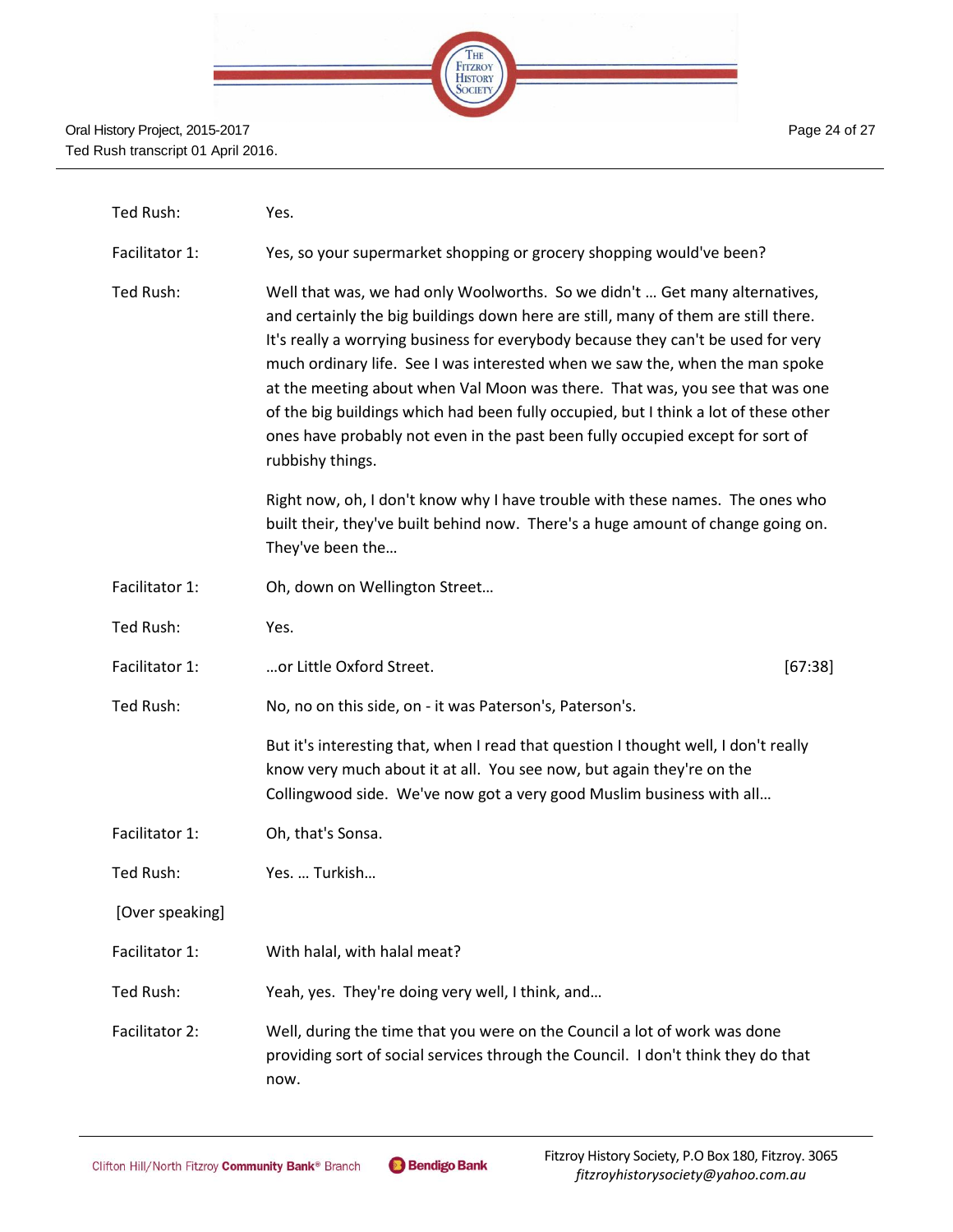Ted Rush: Yes.

Facilitator 1: Yes, so your supermarket shopping or grocery shopping would've been?

Ted Rush: Well that was, we had only Woolworths. So we didn't … Get many alternatives, and certainly the big buildings down here are still, many of them are still there. It's really a worrying business for everybody because they can't be used for very much ordinary life. See I was interested when we saw the, when the man spoke at the meeting about when Val Moon was there. That was, you see that was one of the big buildings which had been fully occupied, but I think a lot of these other ones have probably not even in the past been fully occupied except for sort of rubbishy things.

Right now, oh, I don't know why I have trouble with these names. The ones who built their, they've built behind now. There's a huge amount of change going on. They've been the…

Facilitator 1: Oh, down on Wellington Street…

Ted Rush: Yes.

Facilitator 1: …or Little Oxford Street. [67:38]

Ted Rush: No, no on this side, on - it was Paterson's, Paterson's.

But it's interesting that, when I read that question I thought well, I don't really know very much about it at all. You see now, but again they're on the Collingwood side. We've now got a very good Muslim business with all…

Facilitator 1: Oh, that's Sonsa.

Ted Rush: Yes. … Turkish…

[Over speaking]

Facilitator 1: With halal, with halal meat?

Ted Rush: Yeah, yes. They're doing very well, I think, and…

Facilitator 2: Well, during the time that you were on the Council a lot of work was done providing sort of social services through the Council. I don't think they do that now.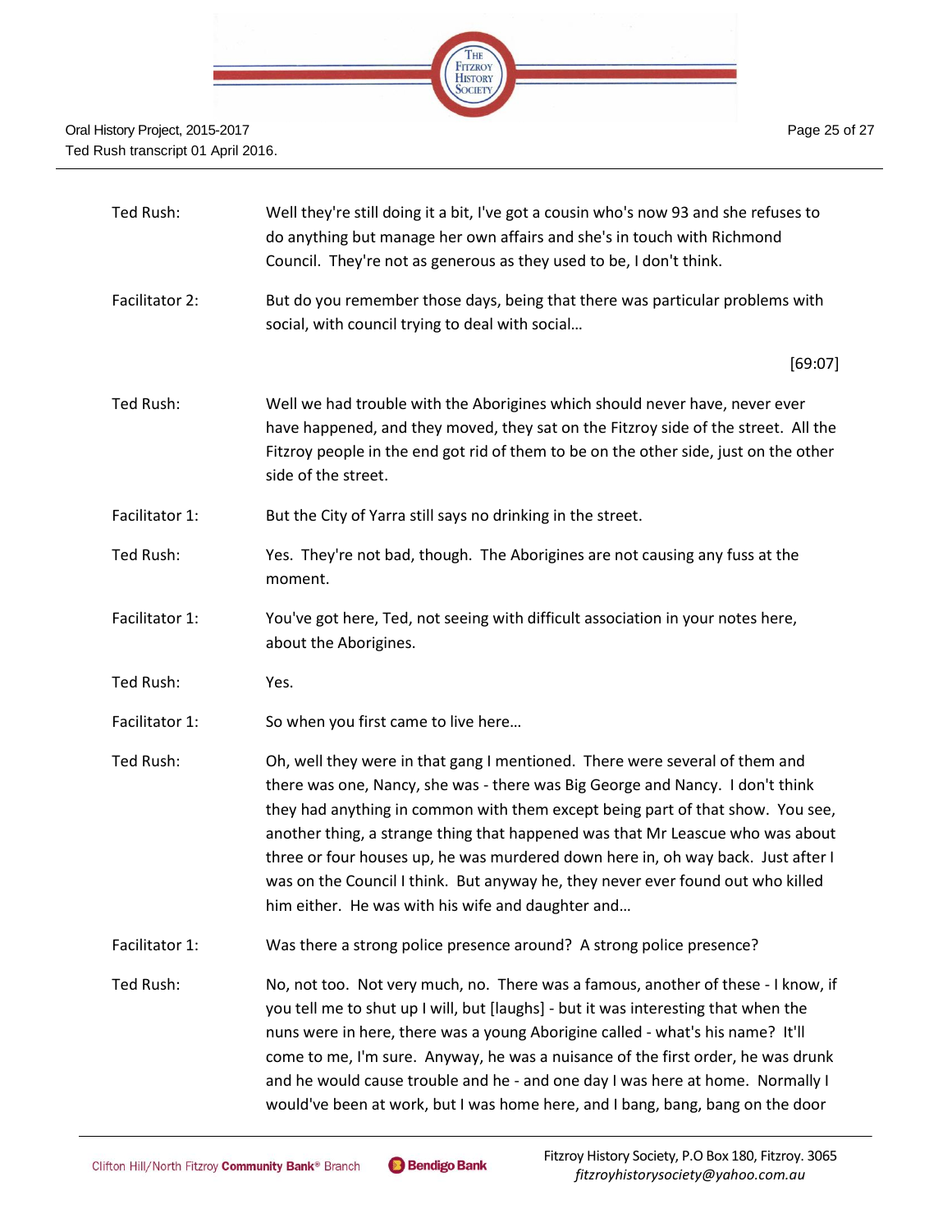Ted Rush: Well they're still doing it a bit, I've got a cousin who's now 93 and she refuses to do anything but manage her own affairs and she's in touch with Richmond Council. They're not as generous as they used to be, I don't think.

Facilitator 2: But do you remember those days, being that there was particular problems with social, with council trying to deal with social…

[69:07]

Ted Rush: Well we had trouble with the Aborigines which should never have, never ever have happened, and they moved, they sat on the Fitzroy side of the street. All the Fitzroy people in the end got rid of them to be on the other side, just on the other side of the street.

Facilitator 1: But the City of Yarra still says no drinking in the street.

Ted Rush: Yes. They're not bad, though. The Aborigines are not causing any fuss at the moment.

Facilitator 1: You've got here, Ted, not seeing with difficult association in your notes here, about the Aborigines.

Ted Rush: Yes.

Facilitator 1: So when you first came to live here…

Ted Rush: Oh, well they were in that gang I mentioned. There were several of them and there was one, Nancy, she was - there was Big George and Nancy. I don't think they had anything in common with them except being part of that show. You see, another thing, a strange thing that happened was that Mr Leascue who was about three or four houses up, he was murdered down here in, oh way back. Just after I was on the Council I think. But anyway he, they never ever found out who killed him either. He was with his wife and daughter and…

Facilitator 1: Was there a strong police presence around? A strong police presence?

Ted Rush: No, not too. Not very much, no. There was a famous, another of these - I know, if you tell me to shut up I will, but [laughs] - but it was interesting that when the nuns were in here, there was a young Aborigine called - what's his name? It'll come to me, I'm sure. Anyway, he was a nuisance of the first order, he was drunk and he would cause trouble and he - and one day I was here at home. Normally I would've been at work, but I was home here, and I bang, bang, bang on the door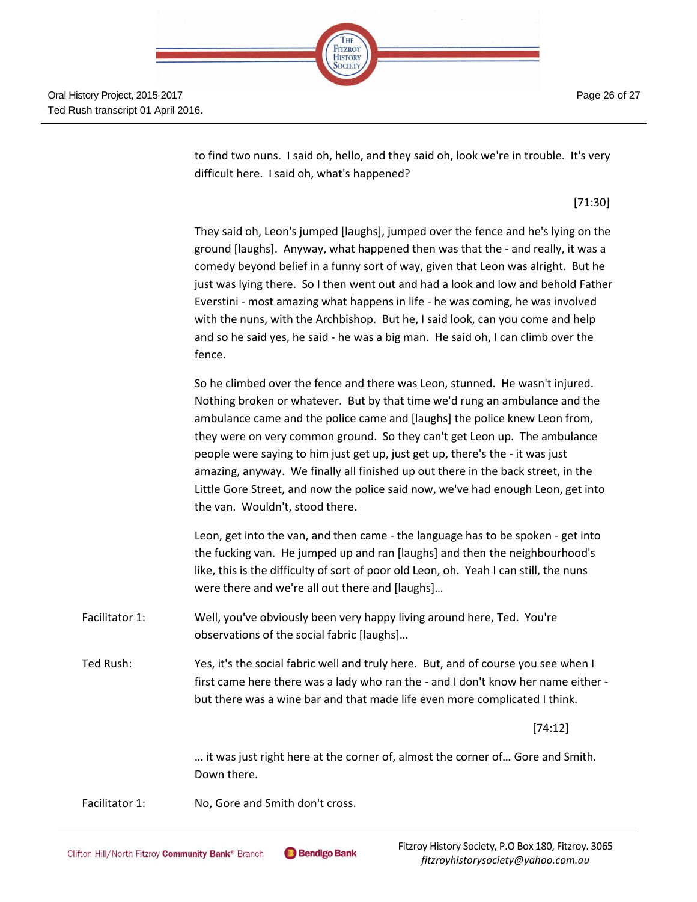to find two nuns. I said oh, hello, and they said oh, look we're in trouble. It's very difficult here. I said oh, what's happened?

[71:30]

They said oh, Leon's jumped [laughs], jumped over the fence and he's lying on the ground [laughs]. Anyway, what happened then was that the - and really, it was a comedy beyond belief in a funny sort of way, given that Leon was alright. But he just was lying there. So I then went out and had a look and low and behold Father Everstini - most amazing what happens in life - he was coming, he was involved with the nuns, with the Archbishop. But he, I said look, can you come and help and so he said yes, he said - he was a big man. He said oh, I can climb over the fence.

So he climbed over the fence and there was Leon, stunned. He wasn't injured. Nothing broken or whatever. But by that time we'd rung an ambulance and the ambulance came and the police came and [laughs] the police knew Leon from, they were on very common ground. So they can't get Leon up. The ambulance people were saying to him just get up, just get up, there's the - it was just amazing, anyway. We finally all finished up out there in the back street, in the Little Gore Street, and now the police said now, we've had enough Leon, get into the van. Wouldn't, stood there.

Leon, get into the van, and then came - the language has to be spoken - get into the fucking van. He jumped up and ran [laughs] and then the neighbourhood's like, this is the difficulty of sort of poor old Leon, oh. Yeah I can still, the nuns were there and we're all out there and [laughs]…

Facilitator 1: Well, you've obviously been very happy living around here, Ted. You're observations of the social fabric [laughs]…

Ted Rush: Yes, it's the social fabric well and truly here. But, and of course you see when I first came here there was a lady who ran the - and I don't know her name either - but there was a wine bar and that made life even more complicated I think.

[74:12]

… it was just right here at the corner of, almost the corner of… Gore and Smith. Down there.

Facilitator 1: No, Gore and Smith don't cross.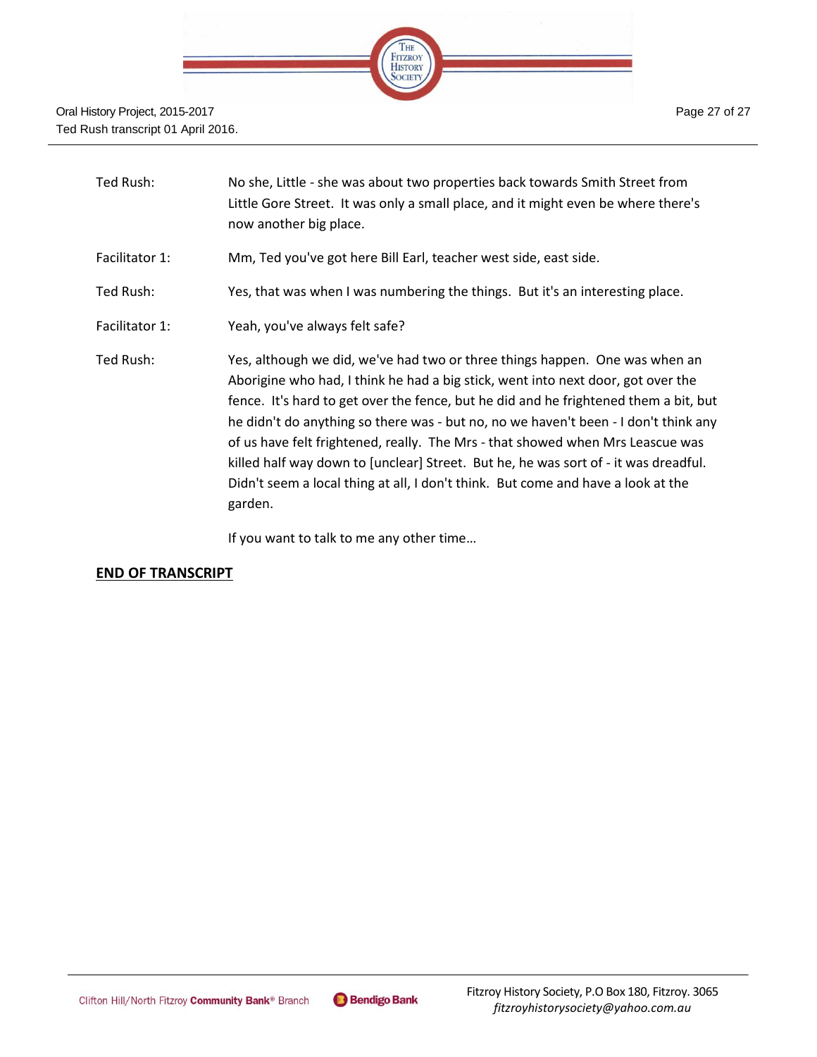| | |
|---|---|
| Ted Rush: | No she, Little - she was about two properties back towards Smith Street from Little Gore Street. It was only a small place, and it might even be where there's now another big place. |
| Facilitator 1: | Mm, Ted you've got here Bill Earl, teacher west side, east side. |
| Ted Rush: | Yes, that was when I was numbering the things. But it's an interesting place. |
| Facilitator 1: | Yeah, you've always felt safe? |
| Ted Rush: | Yes, although we did, we've had two or three things happen. One was when an Aborigine who had, I think he had a big stick, went into next door, got over the fence. It's hard to get over the fence, but he did and he frightened them a bit, but he didn't do anything so there was - but no, no we haven't been - I don't think any of us have felt frightened, really. The Mrs - that showed when Mrs Leascue was killed half way down to [unclear] Street. But he, he was sort of - it was dreadful. Didn't seem a local thing at all, I don't think. But come and have a look at the garden.<br><br>If you want to talk to me any other time… |

**END OF TRANSCRIPT**